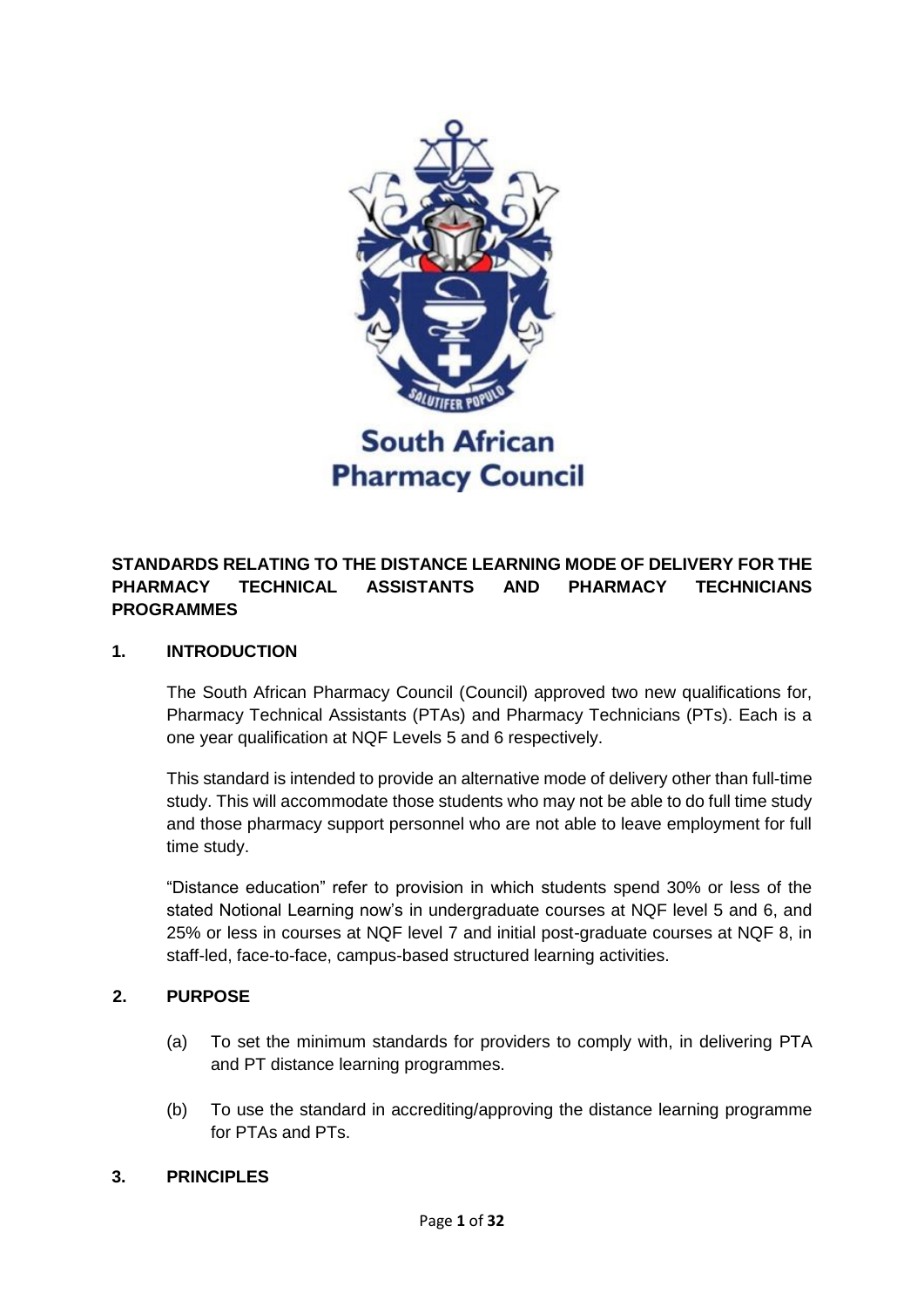South African Pharmacy Council

**STANDARDS RELATING TO THE DISTANCE LEARNING MODE OF DELIVERY FOR THE PHARMACY TECHNICAL ASSISTANTS AND PHARMACY TECHNICIANS PROGRAMMES**

## 1. INTRODUCTION

The South African Pharmacy Council (Council) approved two new qualifications for, Pharmacy Technical Assistants (PTAs) and Pharmacy Technicians (PTs). Each is a one year qualification at NQF Levels 5 and 6 respectively.

This standard is intended to provide an alternative mode of delivery other than full-time study. This will accommodate those students who may not be able to do full time study and those pharmacy support personnel who are not able to leave employment for full time study.

"Distance education" refer to provision in which students spend 30% or less of the stated Notional Learning now's in undergraduate courses at NQF level 5 and 6, and 25% or less in courses at NQF level 7 and initial post-graduate courses at NQF 8, in staff-led, face-to-face, campus-based structured learning activities.

## 2. PURPOSE

(a) To set the minimum standards for providers to comply with, in delivering PTA and PT distance learning programmes.

(b) To use the standard in accrediting/approving the distance learning programme for PTAs and PTs.

## 3. PRINCIPLES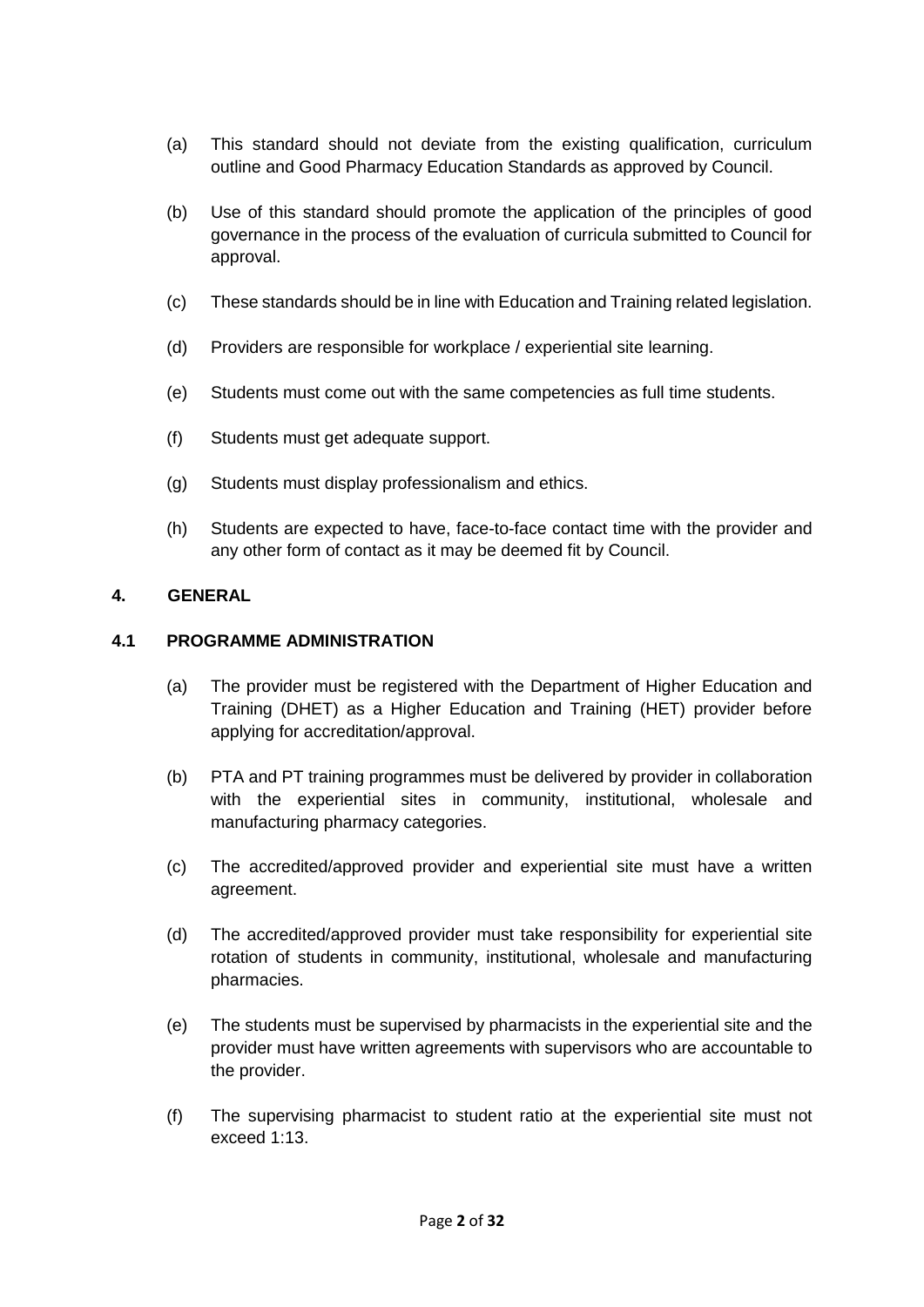(a) This standard should not deviate from the existing qualification, curriculum outline and Good Pharmacy Education Standards as approved by Council.

(b) Use of this standard should promote the application of the principles of good governance in the process of the evaluation of curricula submitted to Council for approval.

(c) These standards should be in line with Education and Training related legislation.

(d) Providers are responsible for workplace / experiential site learning.

(e) Students must come out with the same competencies as full time students.

(f) Students must get adequate support.

(g) Students must display professionalism and ethics.

(h) Students are expected to have, face-to-face contact time with the provider and any other form of contact as it may be deemed fit by Council.

## 4. GENERAL

### 4.1 PROGRAMME ADMINISTRATION

(a) The provider must be registered with the Department of Higher Education and Training (DHET) as a Higher Education and Training (HET) provider before applying for accreditation/approval.

(b) PTA and PT training programmes must be delivered by provider in collaboration with the experiential sites in community, institutional, wholesale and manufacturing pharmacy categories.

(c) The accredited/approved provider and experiential site must have a written agreement.

(d) The accredited/approved provider must take responsibility for experiential site rotation of students in community, institutional, wholesale and manufacturing pharmacies.

(e) The students must be supervised by pharmacists in the experiential site and the provider must have written agreements with supervisors who are accountable to the provider.

(f) The supervising pharmacist to student ratio at the experiential site must not exceed 1:13.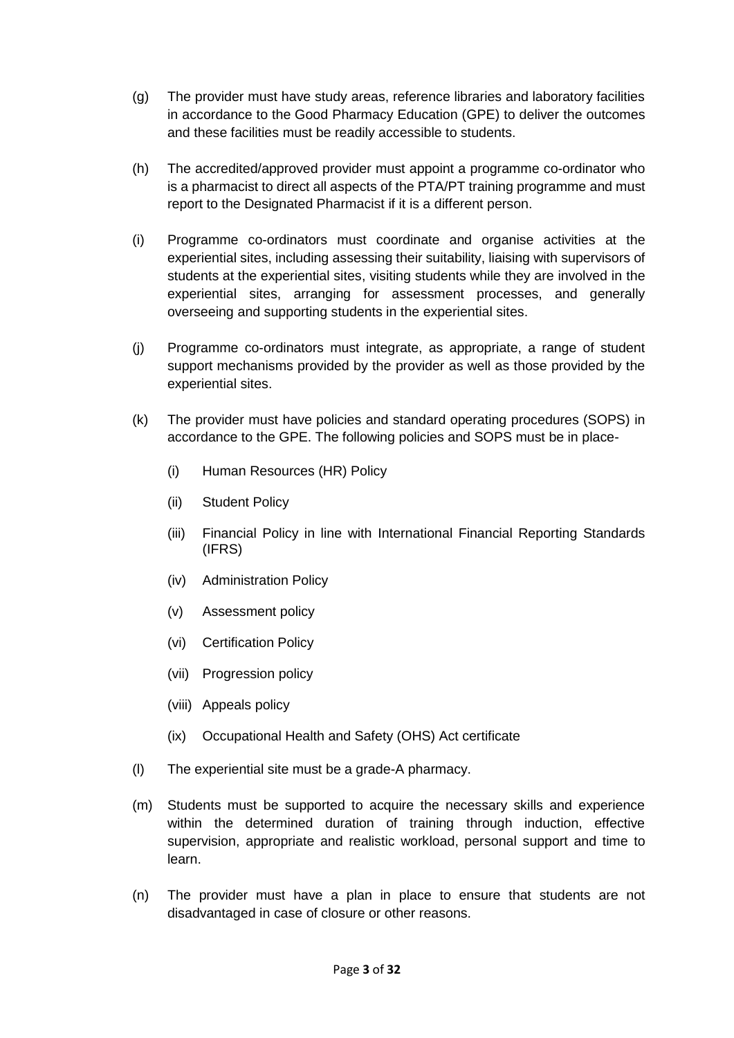(g) The provider must have study areas, reference libraries and laboratory facilities in accordance to the Good Pharmacy Education (GPE) to deliver the outcomes and these facilities must be readily accessible to students.

(h) The accredited/approved provider must appoint a programme co-ordinator who is a pharmacist to direct all aspects of the PTA/PT training programme and must report to the Designated Pharmacist if it is a different person.

(i) Programme co-ordinators must coordinate and organise activities at the experiential sites, including assessing their suitability, liaising with supervisors of students at the experiential sites, visiting students while they are involved in the experiential sites, arranging for assessment processes, and generally overseeing and supporting students in the experiential sites.

(j) Programme co-ordinators must integrate, as appropriate, a range of student support mechanisms provided by the provider as well as those provided by the experiential sites.

(k) The provider must have policies and standard operating procedures (SOPS) in accordance to the GPE. The following policies and SOPS must be in place-

   (i) Human Resources (HR) Policy

   (ii) Student Policy

   (iii) Financial Policy in line with International Financial Reporting Standards (IFRS)

   (iv) Administration Policy

   (v) Assessment policy

   (vi) Certification Policy

   (vii) Progression policy

   (viii) Appeals policy

   (ix) Occupational Health and Safety (OHS) Act certificate

(l) The experiential site must be a grade-A pharmacy.

(m) Students must be supported to acquire the necessary skills and experience within the determined duration of training through induction, effective supervision, appropriate and realistic workload, personal support and time to learn.

(n) The provider must have a plan in place to ensure that students are not disadvantaged in case of closure or other reasons.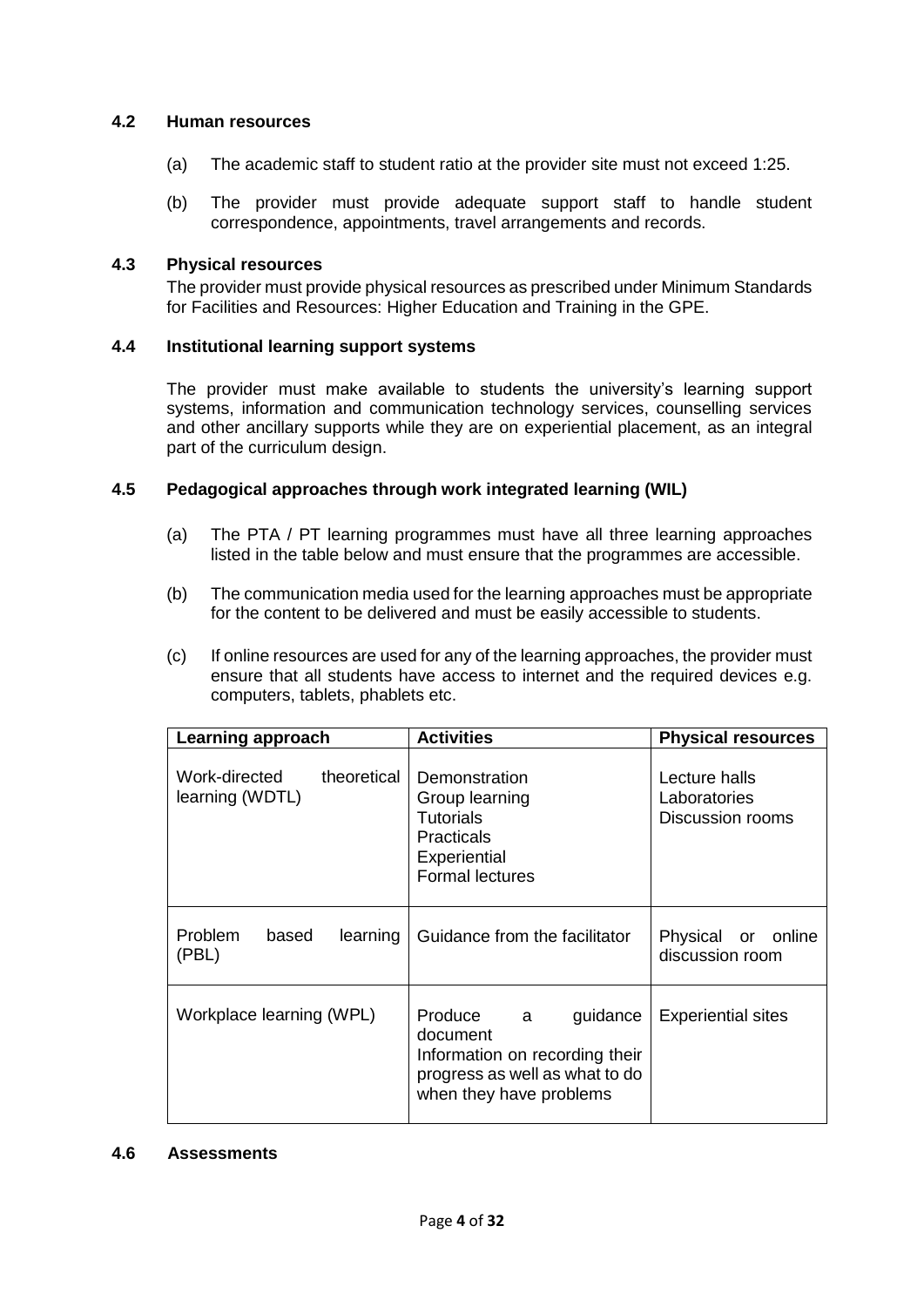### 4.2 Human resources

(a) The academic staff to student ratio at the provider site must not exceed 1:25.

(b) The provider must provide adequate support staff to handle student correspondence, appointments, travel arrangements and records.

### 4.3 Physical resources

The provider must provide physical resources as prescribed under Minimum Standards for Facilities and Resources: Higher Education and Training in the GPE.

### 4.4 Institutional learning support systems

The provider must make available to students the university's learning support systems, information and communication technology services, counselling services and other ancillary supports while they are on experiential placement, as an integral part of the curriculum design.

### 4.5 Pedagogical approaches through work integrated learning (WIL)

(a) The PTA / PT learning programmes must have all three learning approaches listed in the table below and must ensure that the programmes are accessible.

(b) The communication media used for the learning approaches must be appropriate for the content to be delivered and must be easily accessible to students.

(c) If online resources are used for any of the learning approaches, the provider must ensure that all students have access to internet and the required devices e.g. computers, tablets, phablets etc.

| Learning approach | Activities | Physical resources |
|---|---|---|
| Work-directed theoretical learning (WDTL) | Demonstration<br>Group learning<br>Tutorials<br>Practicals<br>Experiential<br>Formal lectures | Lecture halls<br>Laboratories<br>Discussion rooms |
| Problem based learning (PBL) | Guidance from the facilitator | Physical or online discussion room |
| Workplace learning (WPL) | Produce a guidance document<br>Information on recording their progress as well as what to do when they have problems | Experiential sites |

### 4.6 Assessments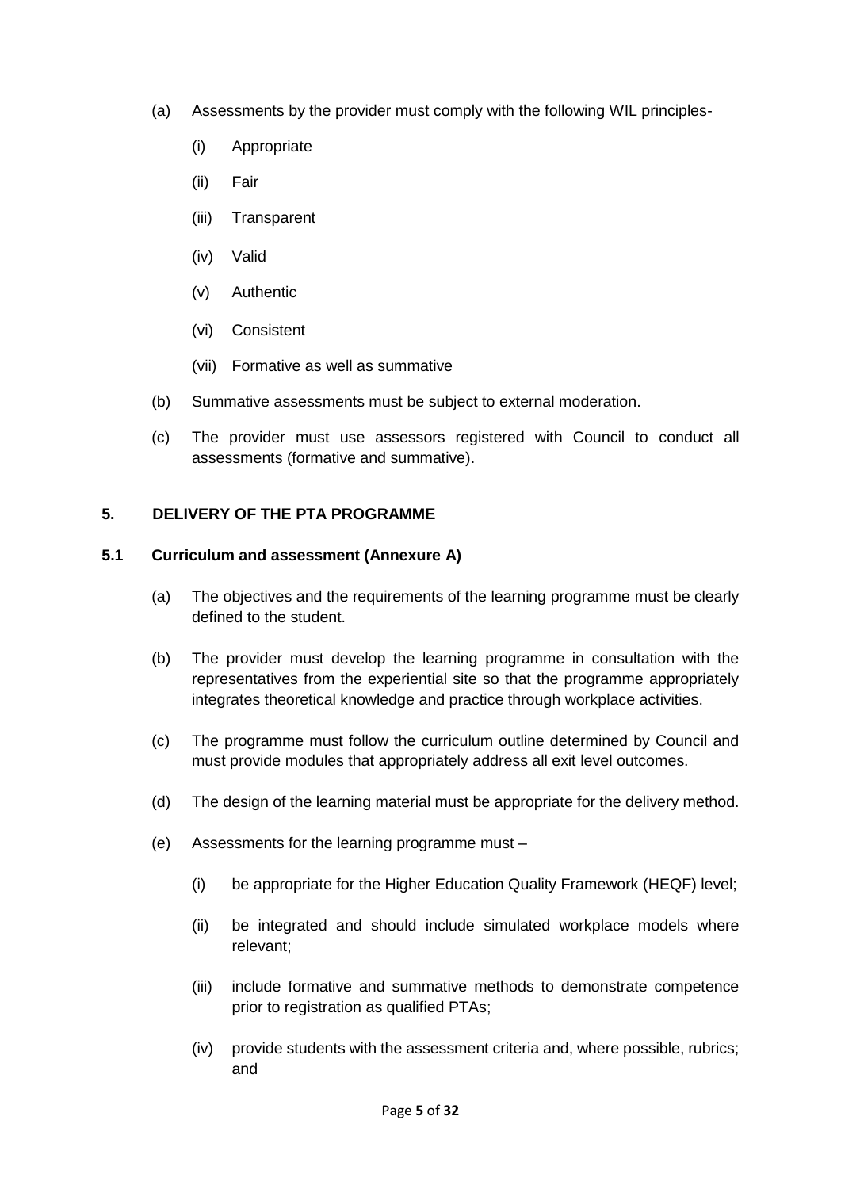(a) Assessments by the provider must comply with the following WIL principles-

   (i) Appropriate

   (ii) Fair

   (iii) Transparent

   (iv) Valid

   (v) Authentic

   (vi) Consistent

   (vii) Formative as well as summative

(b) Summative assessments must be subject to external moderation.

(c) The provider must use assessors registered with Council to conduct all assessments (formative and summative).

## 5. DELIVERY OF THE PTA PROGRAMME

### 5.1 Curriculum and assessment (Annexure A)

(a) The objectives and the requirements of the learning programme must be clearly defined to the student.

(b) The provider must develop the learning programme in consultation with the representatives from the experiential site so that the programme appropriately integrates theoretical knowledge and practice through workplace activities.

(c) The programme must follow the curriculum outline determined by Council and must provide modules that appropriately address all exit level outcomes.

(d) The design of the learning material must be appropriate for the delivery method.

(e) Assessments for the learning programme must –

   (i) be appropriate for the Higher Education Quality Framework (HEQF) level;

   (ii) be integrated and should include simulated workplace models where relevant;

   (iii) include formative and summative methods to demonstrate competence prior to registration as qualified PTAs;

   (iv) provide students with the assessment criteria and, where possible, rubrics; and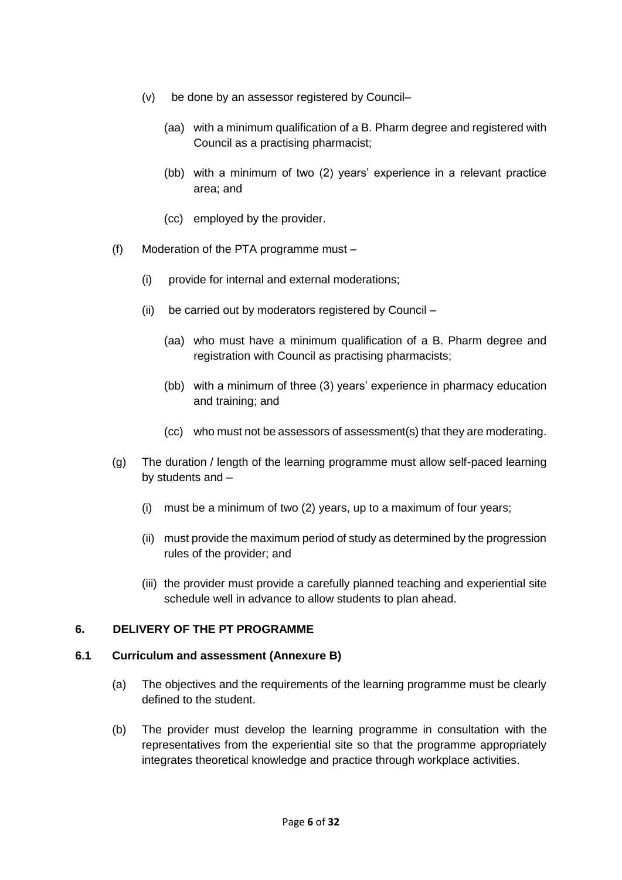(v) be done by an assessor registered by Council–

  (aa) with a minimum qualification of a B. Pharm degree and registered with Council as a practising pharmacist;

  (bb) with a minimum of two (2) years' experience in a relevant practice area; and

  (cc) employed by the provider.

(f) Moderation of the PTA programme must –

  (i) provide for internal and external moderations;

  (ii) be carried out by moderators registered by Council –

    (aa) who must have a minimum qualification of a B. Pharm degree and registration with Council as practising pharmacists;

    (bb) with a minimum of three (3) years' experience in pharmacy education and training; and

    (cc) who must not be assessors of assessment(s) that they are moderating.

(g) The duration / length of the learning programme must allow self-paced learning by students and –

  (i) must be a minimum of two (2) years, up to a maximum of four years;

  (ii) must provide the maximum period of study as determined by the progression rules of the provider; and

  (iii) the provider must provide a carefully planned teaching and experiential site schedule well in advance to allow students to plan ahead.

## 6. DELIVERY OF THE PT PROGRAMME

### 6.1 Curriculum and assessment (Annexure B)

(a) The objectives and the requirements of the learning programme must be clearly defined to the student.

(b) The provider must develop the learning programme in consultation with the representatives from the experiential site so that the programme appropriately integrates theoretical knowledge and practice through workplace activities.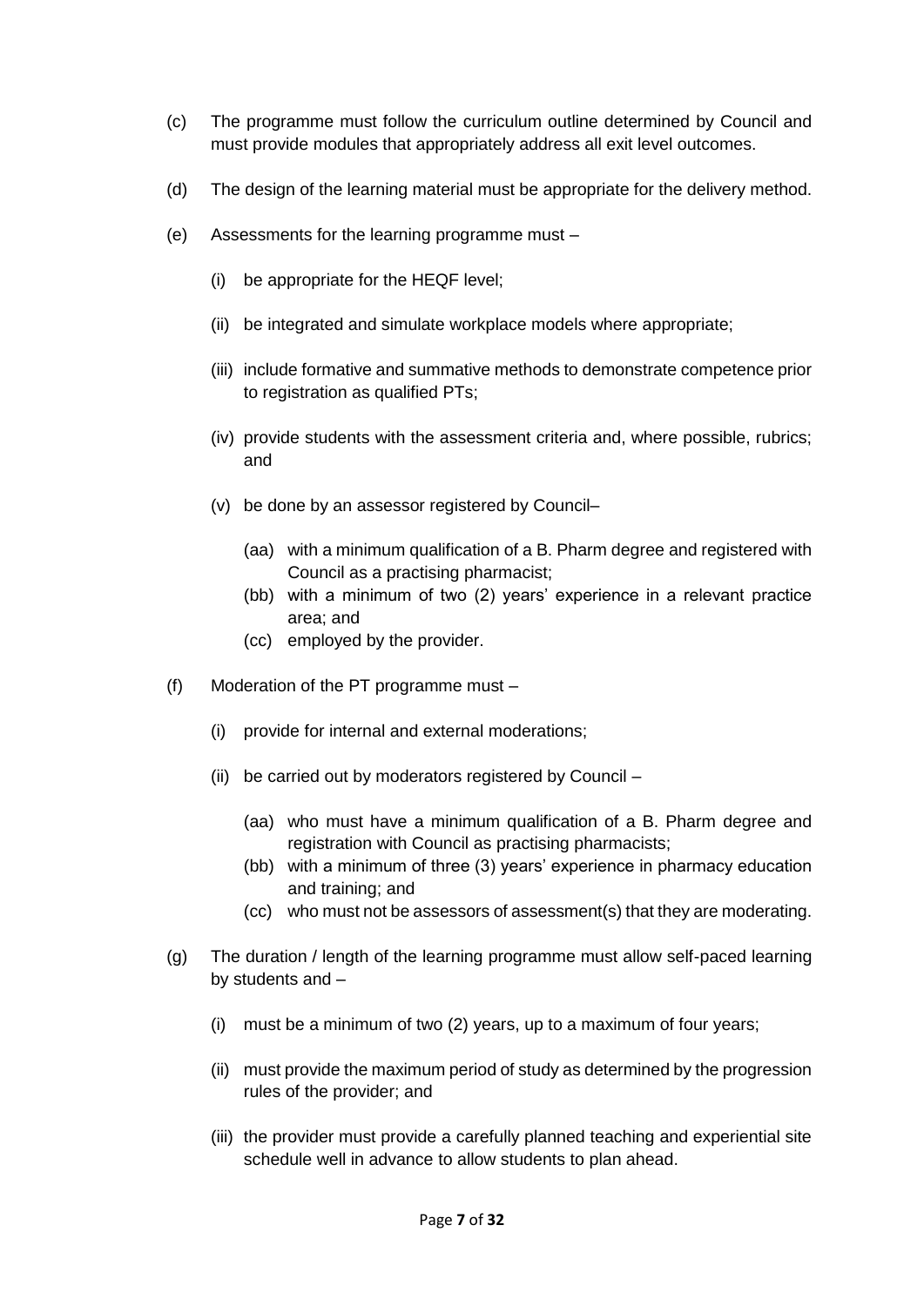(c) The programme must follow the curriculum outline determined by Council and must provide modules that appropriately address all exit level outcomes.

(d) The design of the learning material must be appropriate for the delivery method.

(e) Assessments for the learning programme must –

   (i) be appropriate for the HEQF level;

   (ii) be integrated and simulate workplace models where appropriate;

   (iii) include formative and summative methods to demonstrate competence prior to registration as qualified PTs;

   (iv) provide students with the assessment criteria and, where possible, rubrics; and

   (v) be done by an assessor registered by Council–

      (aa) with a minimum qualification of a B. Pharm degree and registered with Council as a practising pharmacist;
      (bb) with a minimum of two (2) years' experience in a relevant practice area; and
      (cc) employed by the provider.

(f) Moderation of the PT programme must –

   (i) provide for internal and external moderations;

   (ii) be carried out by moderators registered by Council –

      (aa) who must have a minimum qualification of a B. Pharm degree and registration with Council as practising pharmacists;
      (bb) with a minimum of three (3) years' experience in pharmacy education and training; and
      (cc) who must not be assessors of assessment(s) that they are moderating.

(g) The duration / length of the learning programme must allow self-paced learning by students and –

   (i) must be a minimum of two (2) years, up to a maximum of four years;

   (ii) must provide the maximum period of study as determined by the progression rules of the provider; and

   (iii) the provider must provide a carefully planned teaching and experiential site schedule well in advance to allow students to plan ahead.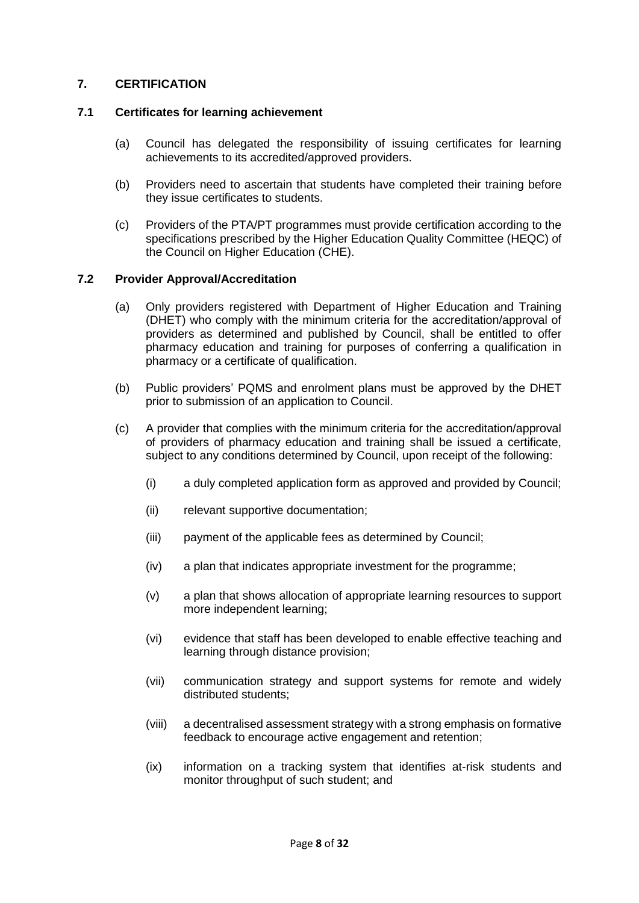## 7. CERTIFICATION

### 7.1 Certificates for learning achievement

(a) Council has delegated the responsibility of issuing certificates for learning achievements to its accredited/approved providers.

(b) Providers need to ascertain that students have completed their training before they issue certificates to students.

(c) Providers of the PTA/PT programmes must provide certification according to the specifications prescribed by the Higher Education Quality Committee (HEQC) of the Council on Higher Education (CHE).

### 7.2 Provider Approval/Accreditation

(a) Only providers registered with Department of Higher Education and Training (DHET) who comply with the minimum criteria for the accreditation/approval of providers as determined and published by Council, shall be entitled to offer pharmacy education and training for purposes of conferring a qualification in pharmacy or a certificate of qualification.

(b) Public providers' PQMS and enrolment plans must be approved by the DHET prior to submission of an application to Council.

(c) A provider that complies with the minimum criteria for the accreditation/approval of providers of pharmacy education and training shall be issued a certificate, subject to any conditions determined by Council, upon receipt of the following:

(i) a duly completed application form as approved and provided by Council;

(ii) relevant supportive documentation;

(iii) payment of the applicable fees as determined by Council;

(iv) a plan that indicates appropriate investment for the programme;

(v) a plan that shows allocation of appropriate learning resources to support more independent learning;

(vi) evidence that staff has been developed to enable effective teaching and learning through distance provision;

(vii) communication strategy and support systems for remote and widely distributed students;

(viii) a decentralised assessment strategy with a strong emphasis on formative feedback to encourage active engagement and retention;

(ix) information on a tracking system that identifies at-risk students and monitor throughput of such student; and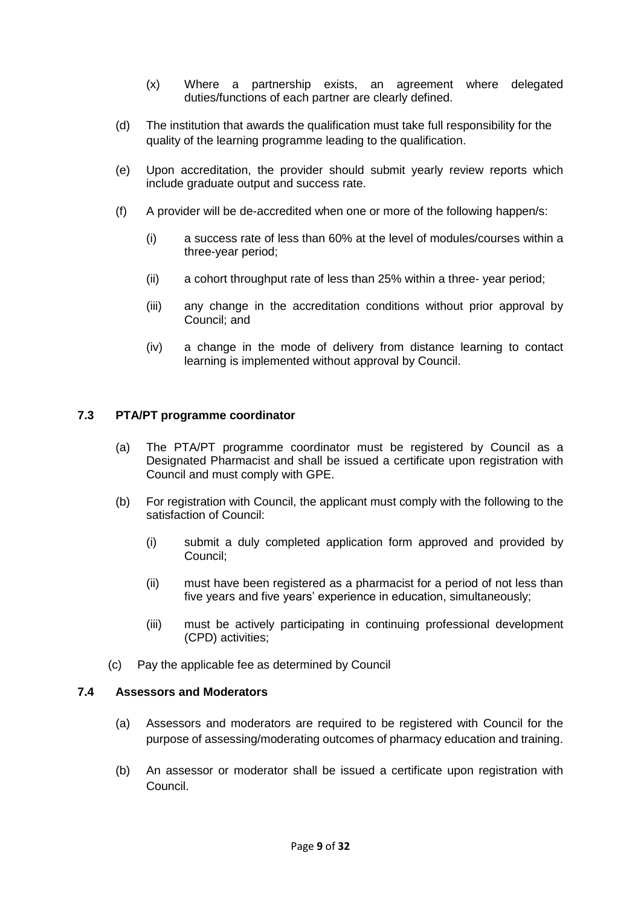(x) Where a partnership exists, an agreement where delegated duties/functions of each partner are clearly defined.

(d) The institution that awards the qualification must take full responsibility for the quality of the learning programme leading to the qualification.

(e) Upon accreditation, the provider should submit yearly review reports which include graduate output and success rate.

(f) A provider will be de-accredited when one or more of the following happen/s:

(i) a success rate of less than 60% at the level of modules/courses within a three-year period;

(ii) a cohort throughput rate of less than 25% within a three- year period;

(iii) any change in the accreditation conditions without prior approval by Council; and

(iv) a change in the mode of delivery from distance learning to contact learning is implemented without approval by Council.

### 7.3 PTA/PT programme coordinator

(a) The PTA/PT programme coordinator must be registered by Council as a Designated Pharmacist and shall be issued a certificate upon registration with Council and must comply with GPE.

(b) For registration with Council, the applicant must comply with the following to the satisfaction of Council:

(i) submit a duly completed application form approved and provided by Council;

(ii) must have been registered as a pharmacist for a period of not less than five years and five years' experience in education, simultaneously;

(iii) must be actively participating in continuing professional development (CPD) activities;

(c) Pay the applicable fee as determined by Council

### 7.4 Assessors and Moderators

(a) Assessors and moderators are required to be registered with Council for the purpose of assessing/moderating outcomes of pharmacy education and training.

(b) An assessor or moderator shall be issued a certificate upon registration with Council.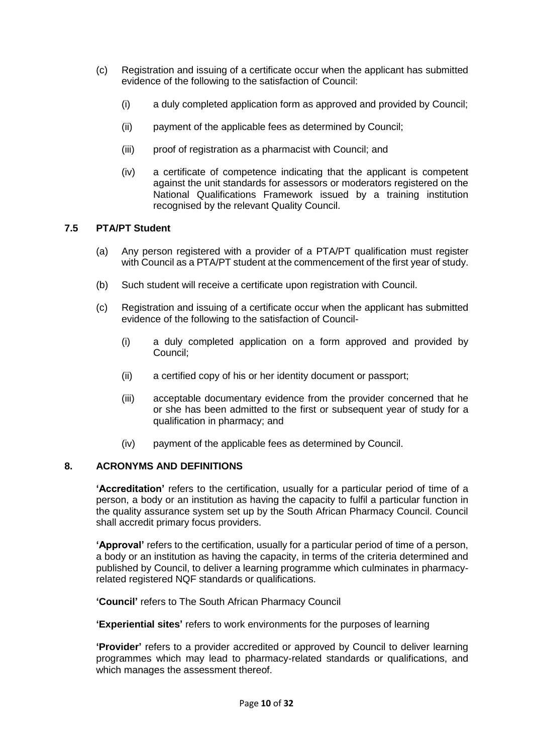(c) Registration and issuing of a certificate occur when the applicant has submitted evidence of the following to the satisfaction of Council:

  (i) a duly completed application form as approved and provided by Council;

  (ii) payment of the applicable fees as determined by Council;

  (iii) proof of registration as a pharmacist with Council; and

  (iv) a certificate of competence indicating that the applicant is competent against the unit standards for assessors or moderators registered on the National Qualifications Framework issued by a training institution recognised by the relevant Quality Council.

### 7.5 PTA/PT Student

(a) Any person registered with a provider of a PTA/PT qualification must register with Council as a PTA/PT student at the commencement of the first year of study.

(b) Such student will receive a certificate upon registration with Council.

(c) Registration and issuing of a certificate occur when the applicant has submitted evidence of the following to the satisfaction of Council-

  (i) a duly completed application on a form approved and provided by Council;

  (ii) a certified copy of his or her identity document or passport;

  (iii) acceptable documentary evidence from the provider concerned that he or she has been admitted to the first or subsequent year of study for a qualification in pharmacy; and

  (iv) payment of the applicable fees as determined by Council.

## 8. ACRONYMS AND DEFINITIONS

**'Accreditation'** refers to the certification, usually for a particular period of time of a person, a body or an institution as having the capacity to fulfil a particular function in the quality assurance system set up by the South African Pharmacy Council. Council shall accredit primary focus providers.

**'Approval'** refers to the certification, usually for a particular period of time of a person, a body or an institution as having the capacity, in terms of the criteria determined and published by Council, to deliver a learning programme which culminates in pharmacy-related registered NQF standards or qualifications.

**'Council'** refers to The South African Pharmacy Council

**'Experiential sites'** refers to work environments for the purposes of learning

**'Provider'** refers to a provider accredited or approved by Council to deliver learning programmes which may lead to pharmacy-related standards or qualifications, and which manages the assessment thereof.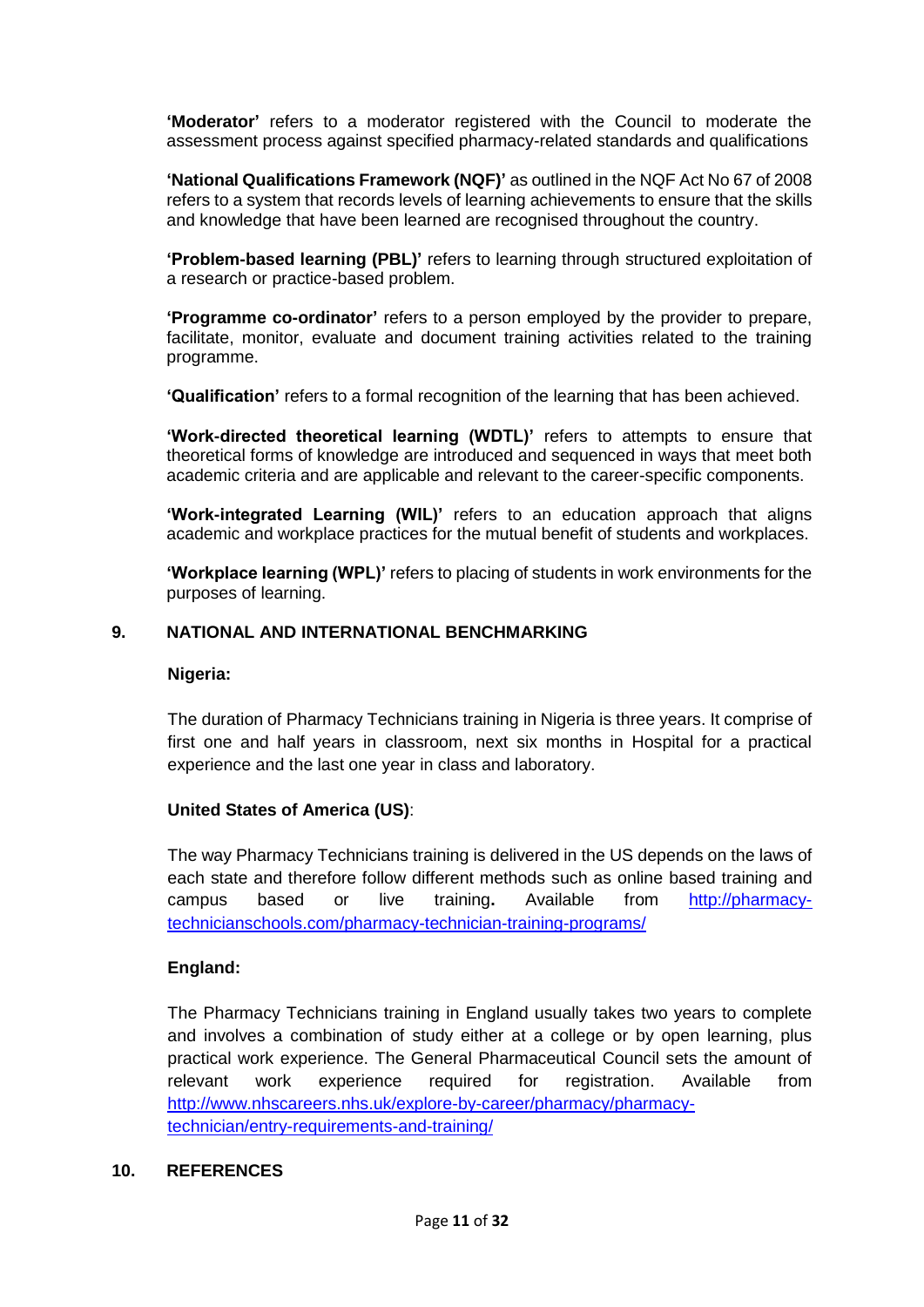**'Moderator'** refers to a moderator registered with the Council to moderate the assessment process against specified pharmacy-related standards and qualifications

**'National Qualifications Framework (NQF)'** as outlined in the NQF Act No 67 of 2008 refers to a system that records levels of learning achievements to ensure that the skills and knowledge that have been learned are recognised throughout the country.

**'Problem-based learning (PBL)'** refers to learning through structured exploitation of a research or practice-based problem.

**'Programme co-ordinator'** refers to a person employed by the provider to prepare, facilitate, monitor, evaluate and document training activities related to the training programme.

**'Qualification'** refers to a formal recognition of the learning that has been achieved.

**'Work-directed theoretical learning (WDTL)'** refers to attempts to ensure that theoretical forms of knowledge are introduced and sequenced in ways that meet both academic criteria and are applicable and relevant to the career-specific components.

**'Work-integrated Learning (WIL)'** refers to an education approach that aligns academic and workplace practices for the mutual benefit of students and workplaces.

**'Workplace learning (WPL)'** refers to placing of students in work environments for the purposes of learning.

## 9. NATIONAL AND INTERNATIONAL BENCHMARKING

**Nigeria:**

The duration of Pharmacy Technicians training in Nigeria is three years. It comprise of first one and half years in classroom, next six months in Hospital for a practical experience and the last one year in class and laboratory.

**United States of America (US)**:

The way Pharmacy Technicians training is delivered in the US depends on the laws of each state and therefore follow different methods such as online based training and campus based or live training**.** Available from http://pharmacy-technicianschools.com/pharmacy-technician-training-programs/

**England:**

The Pharmacy Technicians training in England usually takes two years to complete and involves a combination of study either at a college or by open learning, plus practical work experience. The General Pharmaceutical Council sets the amount of relevant work experience required for registration. Available from http://www.nhscareers.nhs.uk/explore-by-career/pharmacy/pharmacy-technician/entry-requirements-and-training/

## 10. REFERENCES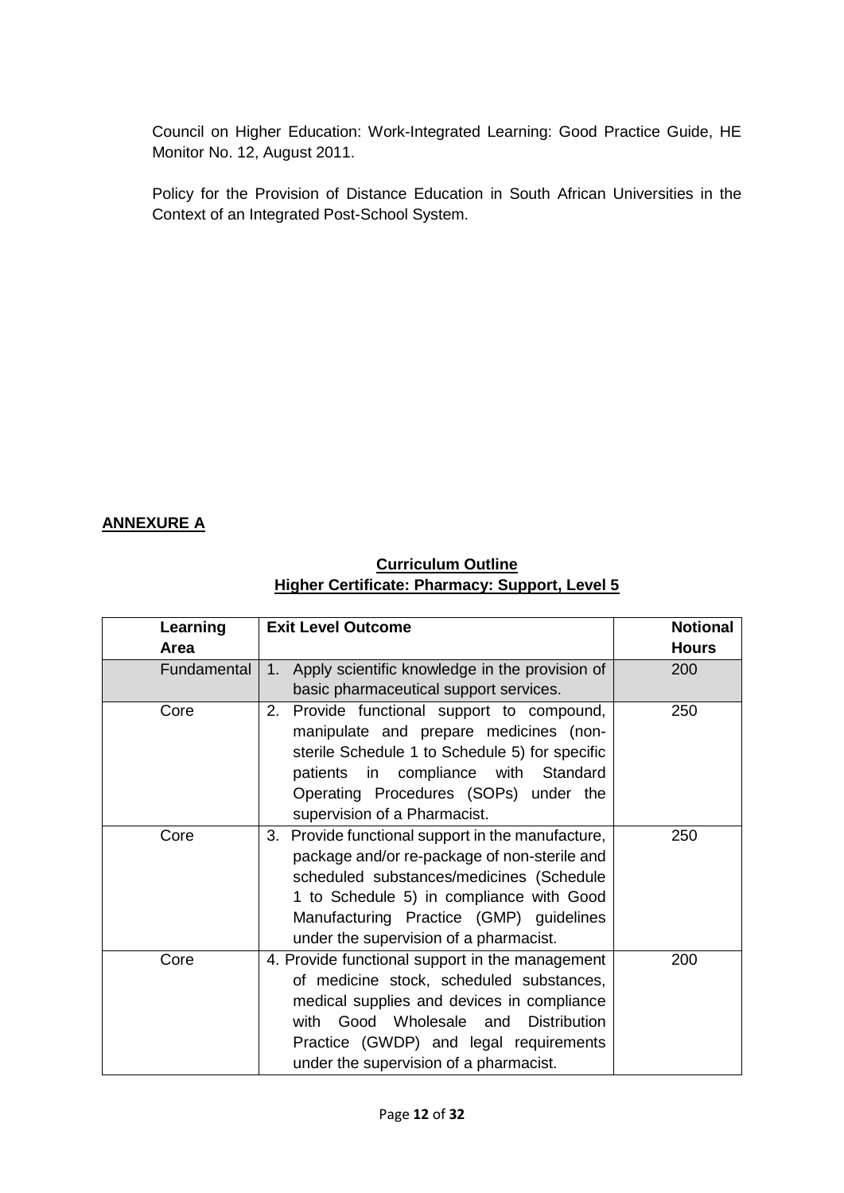Council on Higher Education: Work-Integrated Learning: Good Practice Guide, HE Monitor No. 12, August 2011.

Policy for the Provision of Distance Education in South African Universities in the Context of an Integrated Post-School System.

**ANNEXURE A**

**Curriculum Outline**
**Higher Certificate: Pharmacy: Support, Level 5**

| Learning Area | Exit Level Outcome | Notional Hours |
|---|---|---|
| Fundamental | 1. Apply scientific knowledge in the provision of basic pharmaceutical support services. | 200 |
| Core | 2. Provide functional support to compound, manipulate and prepare medicines (non-sterile Schedule 1 to Schedule 5) for specific patients in compliance with Standard Operating Procedures (SOPs) under the supervision of a Pharmacist. | 250 |
| Core | 3. Provide functional support in the manufacture, package and/or re-package of non-sterile and scheduled substances/medicines (Schedule 1 to Schedule 5) in compliance with Good Manufacturing Practice (GMP) guidelines under the supervision of a pharmacist. | 250 |
| Core | 4. Provide functional support in the management of medicine stock, scheduled substances, medical supplies and devices in compliance with Good Wholesale and Distribution Practice (GWDP) and legal requirements under the supervision of a pharmacist. | 200 |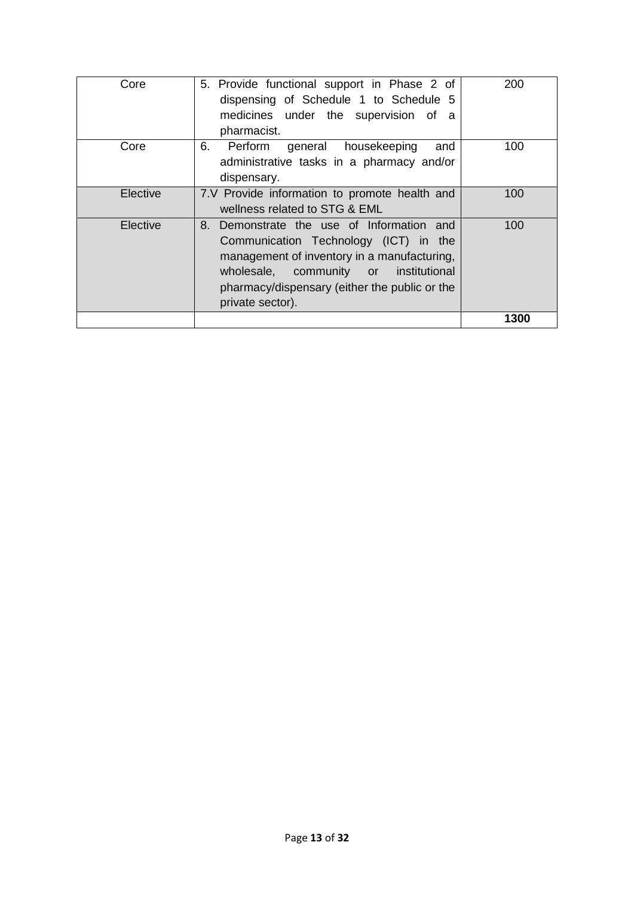| | | |
|---|---|---|
| Core | 5. Provide functional support in Phase 2 of dispensing of Schedule 1 to Schedule 5 medicines under the supervision of a pharmacist. | 200 |
| Core | 6. Perform general housekeeping and administrative tasks in a pharmacy and/or dispensary. | 100 |
| Elective | 7.V Provide information to promote health and wellness related to STG & EML | 100 |
| Elective | 8. Demonstrate the use of Information and Communication Technology (ICT) in the management of inventory in a manufacturing, wholesale, community or institutional pharmacy/dispensary (either the public or the private sector). | 100 |
| | | **1300** |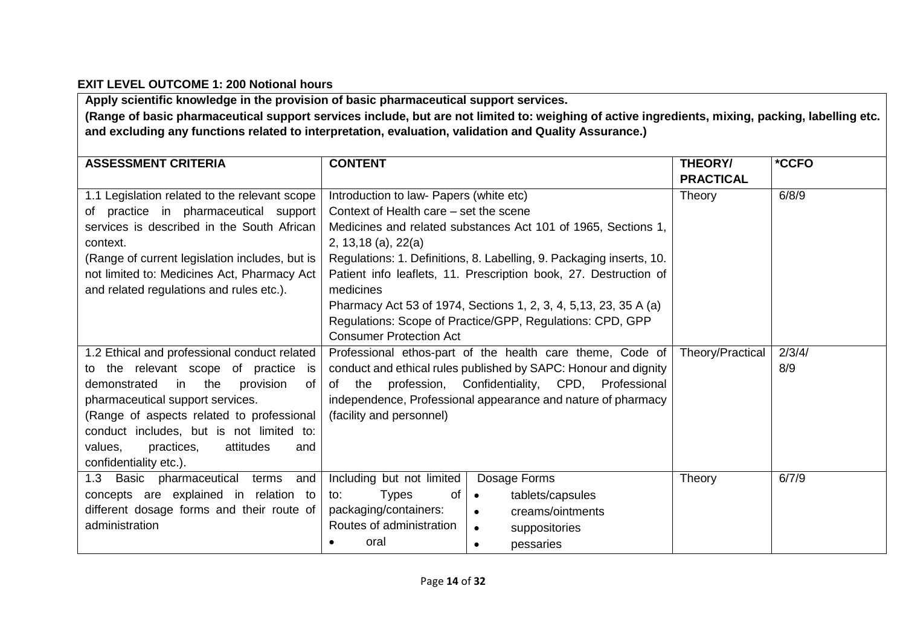**EXIT LEVEL OUTCOME 1: 200 Notional hours**

**Apply scientific knowledge in the provision of basic pharmaceutical support services.**
**(Range of basic pharmaceutical support services include, but are not limited to: weighing of active ingredients, mixing, packing, labelling etc. and excluding any functions related to interpretation, evaluation, validation and Quality Assurance.)**

| ASSESSMENT CRITERIA | CONTENT | THEORY/ PRACTICAL | *CCFO |
|---|---|---|---|
| 1.1 Legislation related to the relevant scope of practice in pharmaceutical support services is described in the South African context.<br>(Range of current legislation includes, but is not limited to: Medicines Act, Pharmacy Act and related regulations and rules etc.). | Introduction to law- Papers (white etc)<br>Context of Health care – set the scene<br>Medicines and related substances Act 101 of 1965, Sections 1, 2, 13,18 (a), 22(a)<br>Regulations: 1. Definitions, 8. Labelling, 9. Packaging inserts, 10. Patient info leaflets, 11. Prescription book, 27. Destruction of medicines<br>Pharmacy Act 53 of 1974, Sections 1, 2, 3, 4, 5,13, 23, 35 A (a)<br>Regulations: Scope of Practice/GPP, Regulations: CPD, GPP<br>Consumer Protection Act | Theory | 6/8/9 |
| 1.2 Ethical and professional conduct related to the relevant scope of practice is demonstrated in the provision of pharmaceutical support services.<br>(Range of aspects related to professional conduct includes, but is not limited to: values, practices, attitudes and confidentiality etc.). | Professional ethos-part of the health care theme, Code of conduct and ethical rules published by SAPC: Honour and dignity of the profession, Confidentiality, CPD, Professional independence, Professional appearance and nature of pharmacy (facility and personnel) | Theory/Practical | 2/3/4/ 8/9 |
| 1.3 Basic pharmaceutical terms and concepts are explained in relation to different dosage forms and their route of administration | Including but not limited to: Types of packaging/containers: Routes of administration<br>• oral<br><br>Dosage Forms<br>• tablets/capsules<br>• creams/ointments<br>• suppositories<br>• pessaries | Theory | 6/7/9 |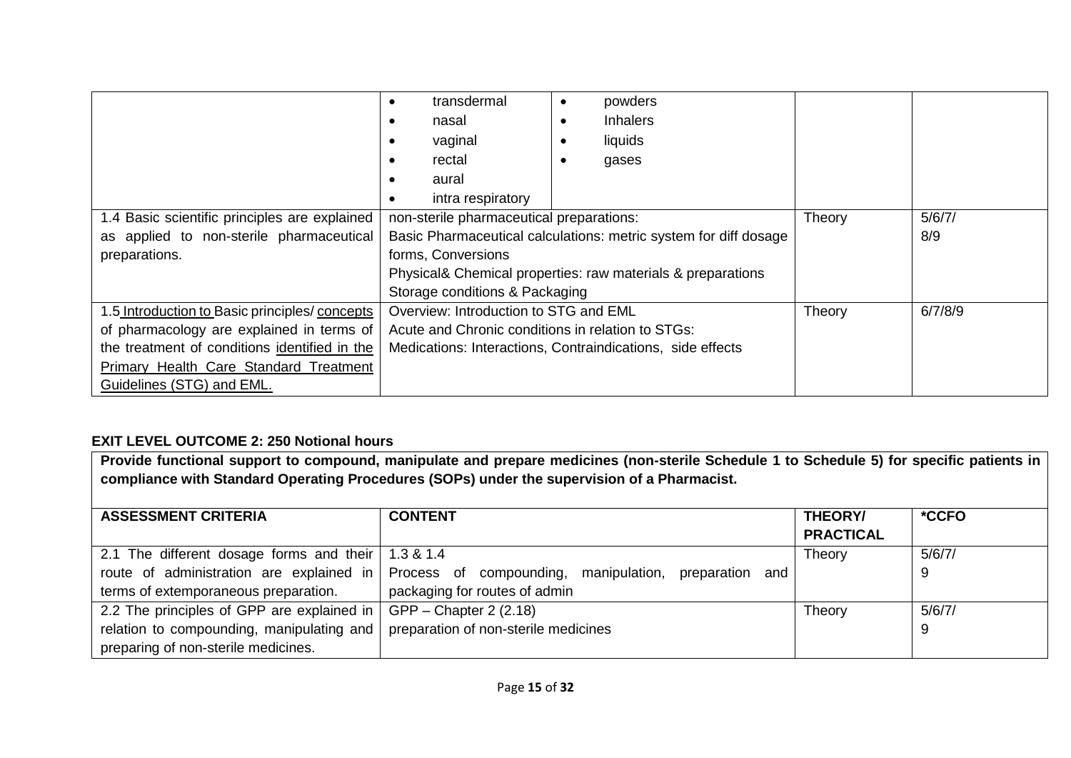| | | | | |
|---|---|---|---|---|
| | • transdermal<br>• nasal<br>• vaginal<br>• rectal<br>• aural<br>• intra respiratory | • powders<br>• Inhalers<br>• liquids<br>• gases | | |
| 1.4 Basic scientific principles are explained as applied to non-sterile pharmaceutical preparations. | non-sterile pharmaceutical preparations:<br>Basic Pharmaceutical calculations: metric system for diff dosage forms, Conversions<br>Physical& Chemical properties: raw materials & preparations<br>Storage conditions & Packaging | | Theory | 5/6/7/<br>8/9 |
| 1.5 Introduction to Basic principles/ concepts of pharmacology are explained in terms of the treatment of conditions identified in the Primary Health Care Standard Treatment Guidelines (STG) and EML. | Overview: Introduction to STG and EML<br>Acute and Chronic conditions in relation to STGs:<br>Medications: Interactions, Contraindications, side effects | | Theory | 6/7/8/9 |

**EXIT LEVEL OUTCOME 2: 250 Notional hours**

**Provide functional support to compound, manipulate and prepare medicines (non-sterile Schedule 1 to Schedule 5) for specific patients in compliance with Standard Operating Procedures (SOPs) under the supervision of a Pharmacist.**

| ASSESSMENT CRITERIA | CONTENT | THEORY/ PRACTICAL | *CCFO |
|---|---|---|---|
| 2.1 The different dosage forms and their route of administration are explained in terms of extemporaneous preparation. | 1.3 & 1.4<br>Process of compounding, manipulation, preparation and packaging for routes of admin | Theory | 5/6/7/<br>9 |
| 2.2 The principles of GPP are explained in relation to compounding, manipulating and preparing of non-sterile medicines. | GPP – Chapter 2 (2.18)<br>preparation of non-sterile medicines | Theory | 5/6/7/<br>9 |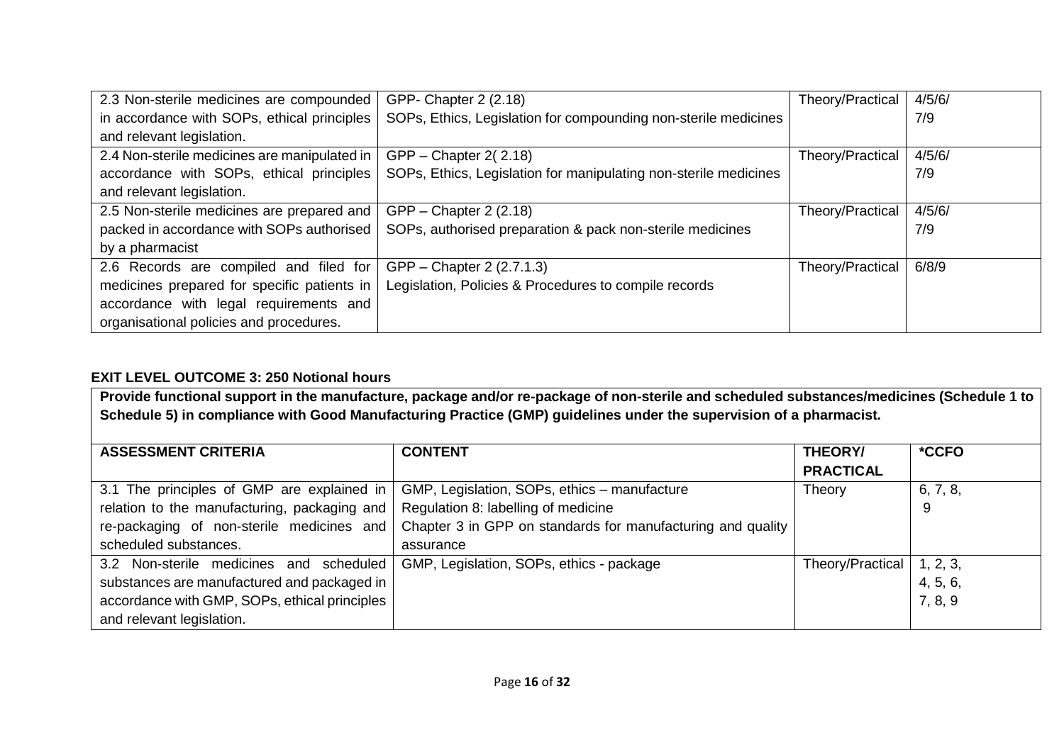| | | | |
|---|---|---|---|
| 2.3 Non-sterile medicines are compounded in accordance with SOPs, ethical principles and relevant legislation. | GPP- Chapter 2 (2.18) SOPs, Ethics, Legislation for compounding non-sterile medicines | Theory/Practical | 4/5/6/ 7/9 |
| 2.4 Non-sterile medicines are manipulated in accordance with SOPs, ethical principles and relevant legislation. | GPP – Chapter 2( 2.18) SOPs, Ethics, Legislation for manipulating non-sterile medicines | Theory/Practical | 4/5/6/ 7/9 |
| 2.5 Non-sterile medicines are prepared and packed in accordance with SOPs authorised by a pharmacist | GPP – Chapter 2 (2.18) SOPs, authorised preparation & pack non-sterile medicines | Theory/Practical | 4/5/6/ 7/9 |
| 2.6 Records are compiled and filed for medicines prepared for specific patients in accordance with legal requirements and organisational policies and procedures. | GPP – Chapter 2 (2.7.1.3) Legislation, Policies & Procedures to compile records | Theory/Practical | 6/8/9 |

**EXIT LEVEL OUTCOME 3: 250 Notional hours**

**Provide functional support in the manufacture, package and/or re-package of non-sterile and scheduled substances/medicines (Schedule 1 to Schedule 5) in compliance with Good Manufacturing Practice (GMP) guidelines under the supervision of a pharmacist.**

| ASSESSMENT CRITERIA | CONTENT | THEORY/ PRACTICAL | *CCFO |
|---|---|---|---|
| 3.1 The principles of GMP are explained in relation to the manufacturing, packaging and re-packaging of non-sterile medicines and scheduled substances. | GMP, Legislation, SOPs, ethics – manufacture<br>Regulation 8: labelling of medicine<br>Chapter 3 in GPP on standards for manufacturing and quality assurance | Theory | 6, 7, 8, 9 |
| 3.2 Non-sterile medicines and scheduled substances are manufactured and packaged in accordance with GMP, SOPs, ethical principles and relevant legislation. | GMP, Legislation, SOPs, ethics - package | Theory/Practical | 1, 2, 3, 4, 5, 6, 7, 8, 9 |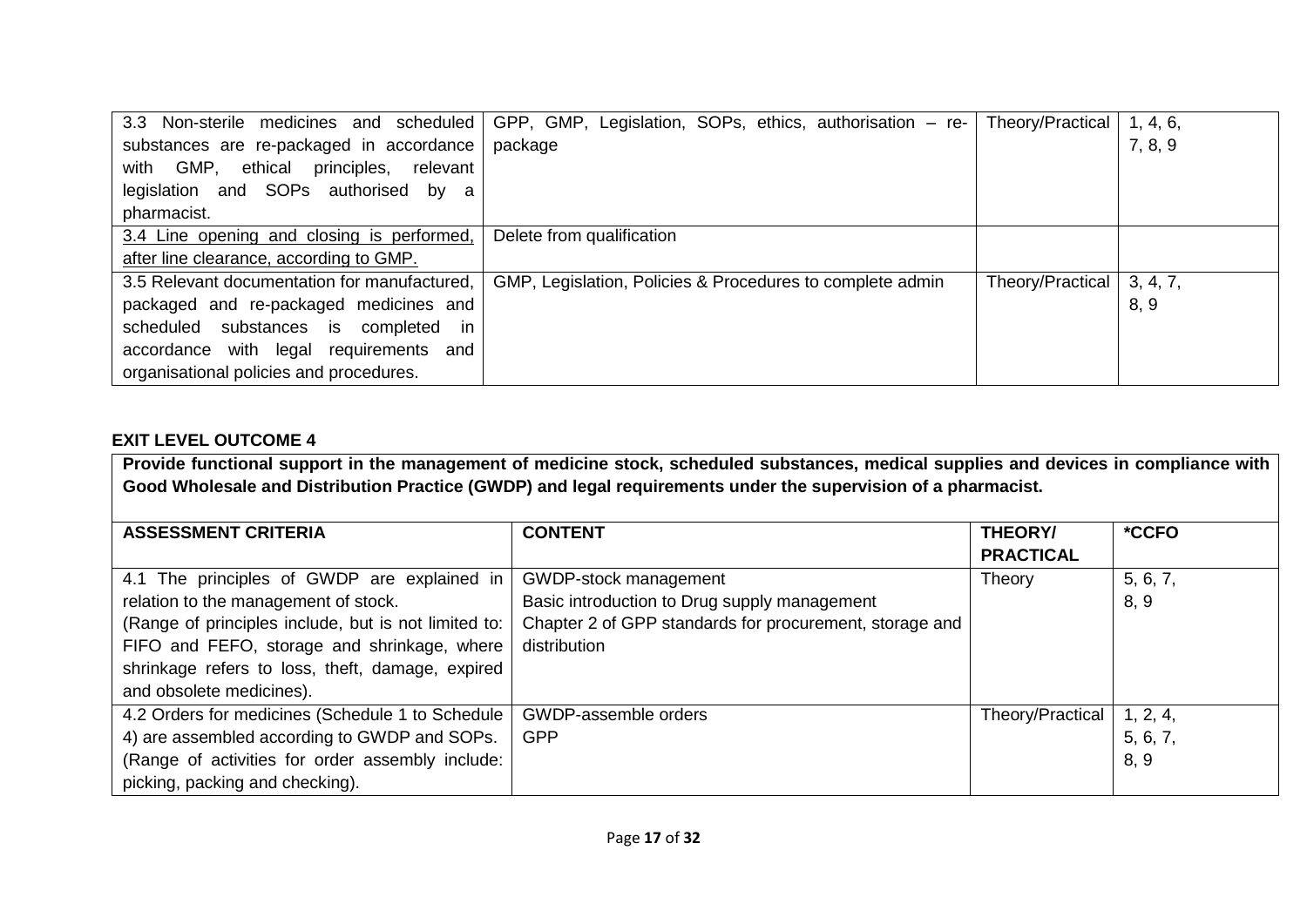| | | | |
|---|---|---|---|
| 3.3 Non-sterile medicines and scheduled substances are re-packaged in accordance with GMP, ethical principles, relevant legislation and SOPs authorised by a pharmacist. | GPP, GMP, Legislation, SOPs, ethics, authorisation – re-package | Theory/Practical | 1, 4, 6, 7, 8, 9 |
| <u>3.4 Line opening and closing is performed, after line clearance, according to GMP.</u> | Delete from qualification | | |
| 3.5 Relevant documentation for manufactured, packaged and re-packaged medicines and scheduled substances is completed in accordance with legal requirements and organisational policies and procedures. | GMP, Legislation, Policies & Procedures to complete admin | Theory/Practical | 3, 4, 7, 8, 9 |

**EXIT LEVEL OUTCOME 4**

| **Provide functional support in the management of medicine stock, scheduled substances, medical supplies and devices in compliance with Good Wholesale and Distribution Practice (GWDP) and legal requirements under the supervision of a pharmacist.** | | | |
|---|---|---|---|
| **ASSESSMENT CRITERIA** | **CONTENT** | **THEORY/ PRACTICAL** | ***CCFO** |
| 4.1 The principles of GWDP are explained in relation to the management of stock. (Range of principles include, but is not limited to: FIFO and FEFO, storage and shrinkage, where shrinkage refers to loss, theft, damage, expired and obsolete medicines). | GWDP-stock management<br>Basic introduction to Drug supply management<br>Chapter 2 of GPP standards for procurement, storage and distribution | Theory | 5, 6, 7, 8, 9 |
| 4.2 Orders for medicines (Schedule 1 to Schedule 4) are assembled according to GWDP and SOPs. (Range of activities for order assembly include: picking, packing and checking). | GWDP-assemble orders<br>GPP | Theory/Practical | 1, 2, 4, 5, 6, 7, 8, 9 |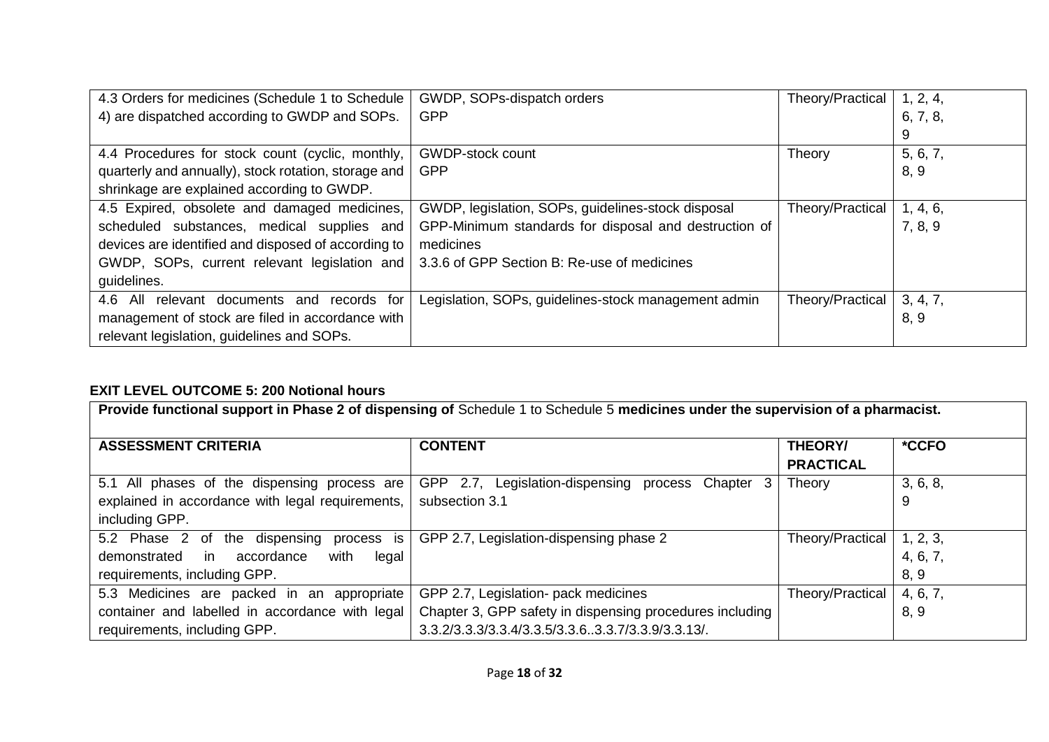| | | | |
|---|---|---|---|
| 4.3 Orders for medicines (Schedule 1 to Schedule 4) are dispatched according to GWDP and SOPs. | GWDP, SOPs-dispatch orders<br>GPP | Theory/Practical | 1, 2, 4, 6, 7, 8, 9 |
| 4.4 Procedures for stock count (cyclic, monthly, quarterly and annually), stock rotation, storage and shrinkage are explained according to GWDP. | GWDP-stock count<br>GPP | Theory | 5, 6, 7, 8, 9 |
| 4.5 Expired, obsolete and damaged medicines, scheduled substances, medical supplies and devices are identified and disposed of according to GWDP, SOPs, current relevant legislation and guidelines. | GWDP, legislation, SOPs, guidelines-stock disposal<br>GPP-Minimum standards for disposal and destruction of medicines<br>3.3.6 of GPP Section B: Re-use of medicines | Theory/Practical | 1, 4, 6, 7, 8, 9 |
| 4.6 All relevant documents and records for management of stock are filed in accordance with relevant legislation, guidelines and SOPs. | Legislation, SOPs, guidelines-stock management admin | Theory/Practical | 3, 4, 7, 8, 9 |

**EXIT LEVEL OUTCOME 5: 200 Notional hours**

| **Provide functional support in Phase 2 of dispensing of** Schedule 1 to Schedule 5 **medicines under the supervision of a pharmacist.** | | | |
|---|---|---|---|
| **ASSESSMENT CRITERIA** | **CONTENT** | **THEORY/ PRACTICAL** | ***CCFO** |
| 5.1 All phases of the dispensing process are explained in accordance with legal requirements, including GPP. | GPP 2.7, Legislation-dispensing process Chapter 3 subsection 3.1 | Theory | 3, 6, 8, 9 |
| 5.2 Phase 2 of the dispensing process is demonstrated in accordance with legal requirements, including GPP. | GPP 2.7, Legislation-dispensing phase 2 | Theory/Practical | 1, 2, 3, 4, 6, 7, 8, 9 |
| 5.3 Medicines are packed in an appropriate container and labelled in accordance with legal requirements, including GPP. | GPP 2.7, Legislation- pack medicines<br>Chapter 3, GPP safety in dispensing procedures including 3.3.2/3.3.3/3.3.4/3.3.5/3.3.6..3.3.7/3.3.9/3.3.13/. | Theory/Practical | 4, 6, 7, 8, 9 |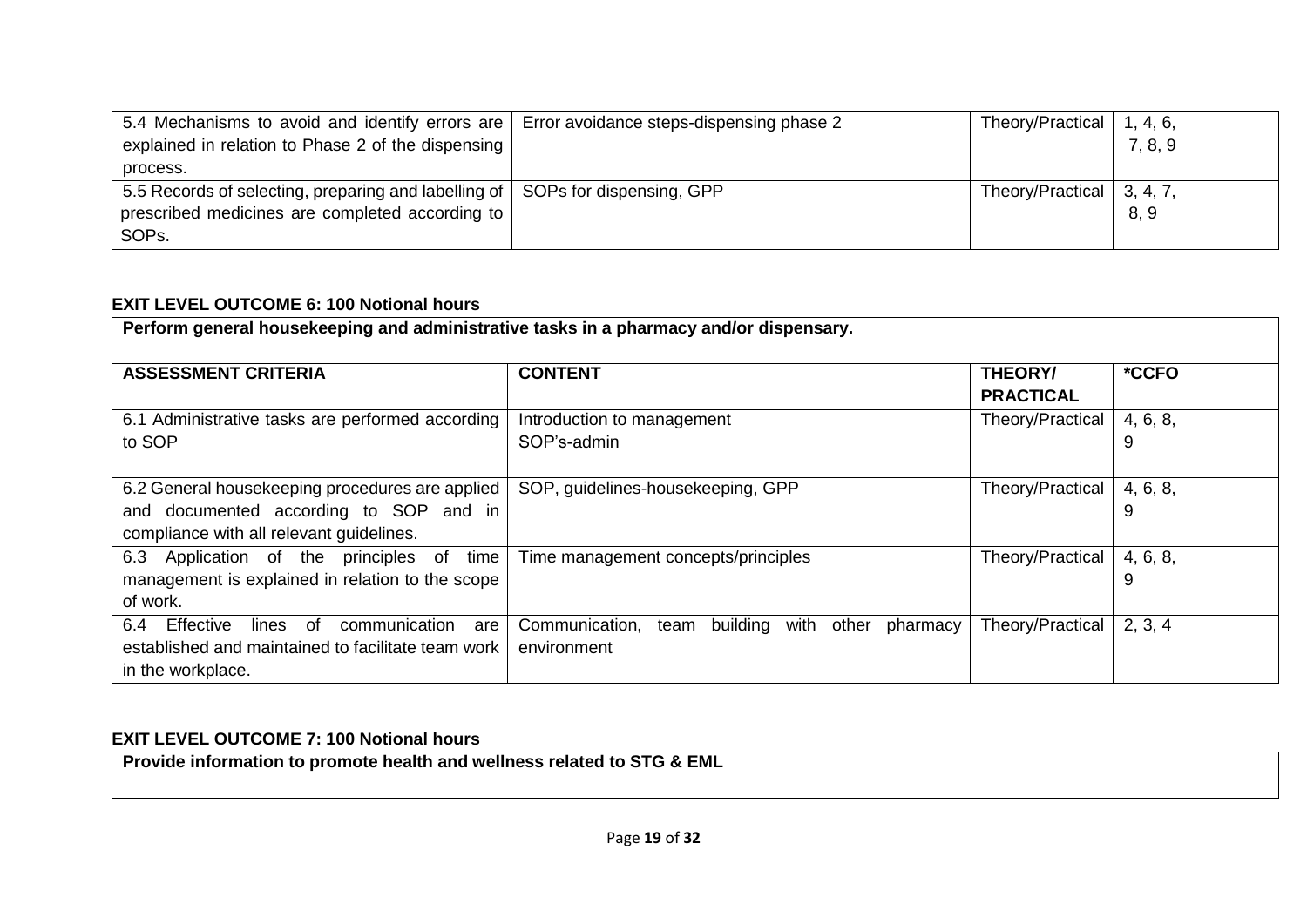| 5.4 Mechanisms to avoid and identify errors are explained in relation to Phase 2 of the dispensing process. | Error avoidance steps-dispensing phase 2 | Theory/Practical | 1, 4, 6, 7, 8, 9 |
|---|---|---|---|
| 5.5 Records of selecting, preparing and labelling of prescribed medicines are completed according to SOPs. | SOPs for dispensing, GPP | Theory/Practical | 3, 4, 7, 8, 9 |

**EXIT LEVEL OUTCOME 6: 100 Notional hours**

**Perform general housekeeping and administrative tasks in a pharmacy and/or dispensary.**

| ASSESSMENT CRITERIA | CONTENT | THEORY/ PRACTICAL | *CCFO |
|---|---|---|---|
| 6.1 Administrative tasks are performed according to SOP | Introduction to management<br>SOP's-admin | Theory/Practical | 4, 6, 8, 9 |
| 6.2 General housekeeping procedures are applied and documented according to SOP and in compliance with all relevant guidelines. | SOP, guidelines-housekeeping, GPP | Theory/Practical | 4, 6, 8, 9 |
| 6.3 Application of the principles of time management is explained in relation to the scope of work. | Time management concepts/principles | Theory/Practical | 4, 6, 8, 9 |
| 6.4 Effective lines of communication are established and maintained to facilitate team work in the workplace. | Communication, team building with other pharmacy environment | Theory/Practical | 2, 3, 4 |

**EXIT LEVEL OUTCOME 7: 100 Notional hours**

**Provide information to promote health and wellness related to STG & EML**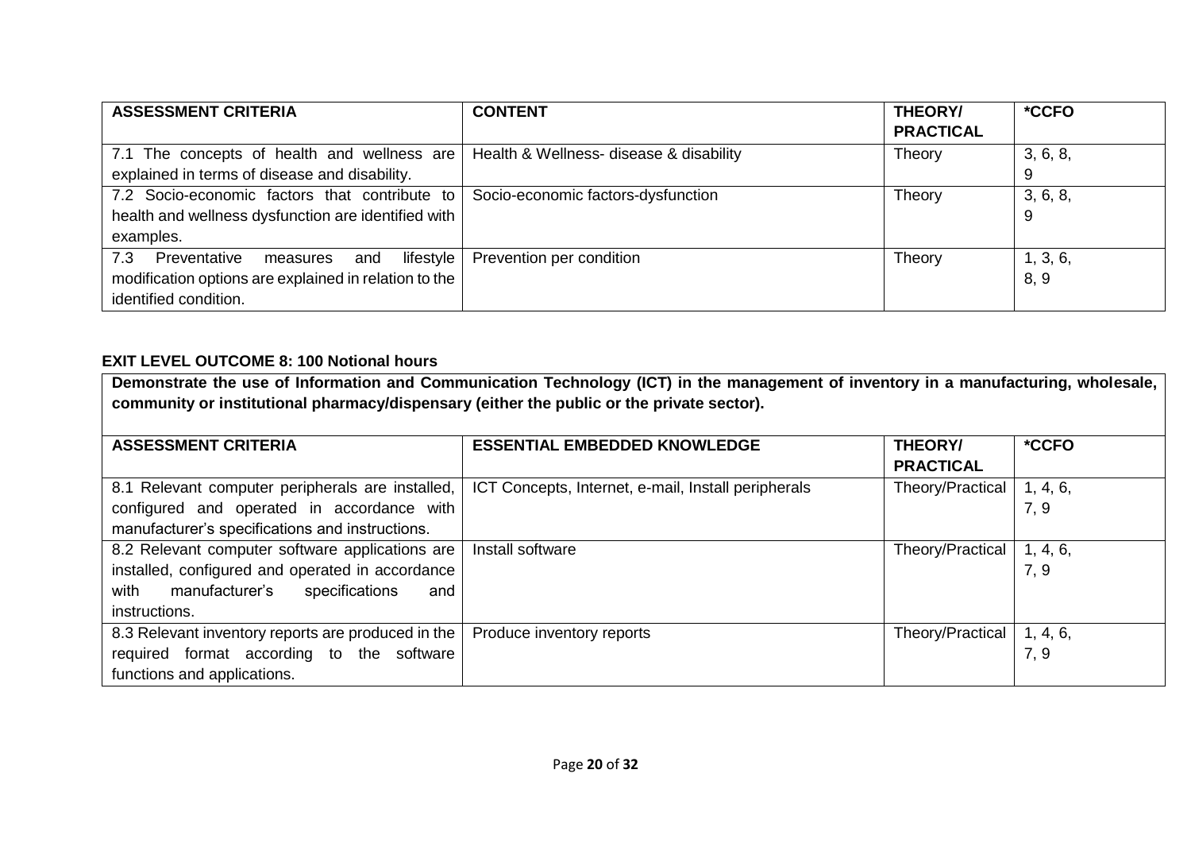| ASSESSMENT CRITERIA | CONTENT | THEORY/ PRACTICAL | *CCFO |
|---|---|---|---|
| 7.1 The concepts of health and wellness are explained in terms of disease and disability. | Health & Wellness- disease & disability | Theory | 3, 6, 8, 9 |
| 7.2 Socio-economic factors that contribute to health and wellness dysfunction are identified with examples. | Socio-economic factors-dysfunction | Theory | 3, 6, 8, 9 |
| 7.3 Preventative measures and lifestyle modification options are explained in relation to the identified condition. | Prevention per condition | Theory | 1, 3, 6, 8, 9 |

**EXIT LEVEL OUTCOME 8: 100 Notional hours**

**Demonstrate the use of Information and Communication Technology (ICT) in the management of inventory in a manufacturing, wholesale, community or institutional pharmacy/dispensary (either the public or the private sector).**

| ASSESSMENT CRITERIA | ESSENTIAL EMBEDDED KNOWLEDGE | THEORY/ PRACTICAL | *CCFO |
|---|---|---|---|
| 8.1 Relevant computer peripherals are installed, configured and operated in accordance with manufacturer's specifications and instructions. | ICT Concepts, Internet, e-mail, Install peripherals | Theory/Practical | 1, 4, 6, 7, 9 |
| 8.2 Relevant computer software applications are installed, configured and operated in accordance with manufacturer's specifications and instructions. | Install software | Theory/Practical | 1, 4, 6, 7, 9 |
| 8.3 Relevant inventory reports are produced in the required format according to the software functions and applications. | Produce inventory reports | Theory/Practical | 1, 4, 6, 7, 9 |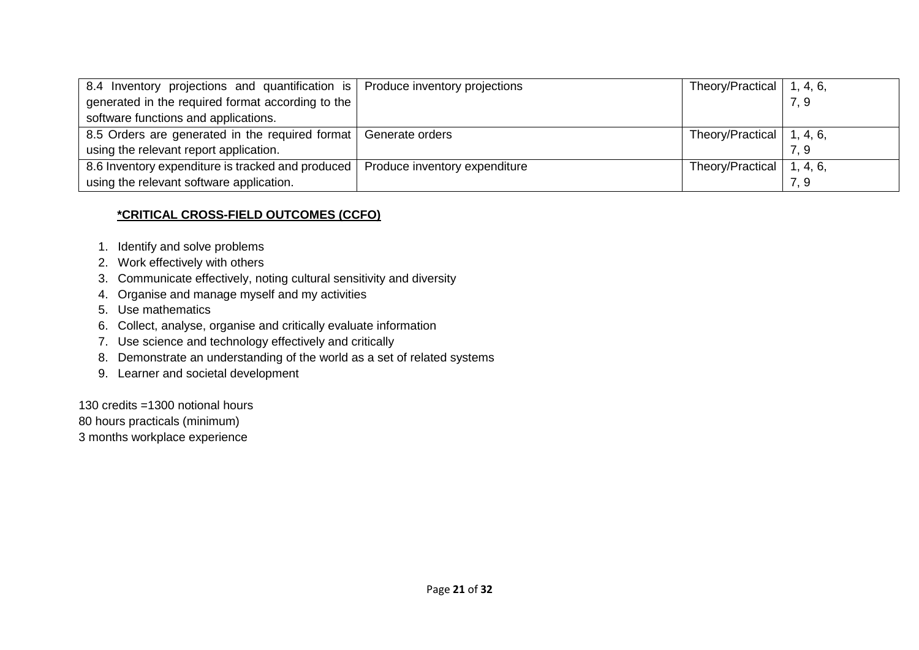| | | | |
|---|---|---|---|
| 8.4 Inventory projections and quantification is generated in the required format according to the software functions and applications. | Produce inventory projections | Theory/Practical | 1, 4, 6, 7, 9 |
| 8.5 Orders are generated in the required format using the relevant report application. | Generate orders | Theory/Practical | 1, 4, 6, 7, 9 |
| 8.6 Inventory expenditure is tracked and produced using the relevant software application. | Produce inventory expenditure | Theory/Practical | 1, 4, 6, 7, 9 |

**<u>*CRITICAL CROSS-FIELD OUTCOMES (CCFO)</u>**

1. Identify and solve problems
2. Work effectively with others
3. Communicate effectively, noting cultural sensitivity and diversity
4. Organise and manage myself and my activities
5. Use mathematics
6. Collect, analyse, organise and critically evaluate information
7. Use science and technology effectively and critically
8. Demonstrate an understanding of the world as a set of related systems
9. Learner and societal development

130 credits =1300 notional hours
80 hours practicals (minimum)
3 months workplace experience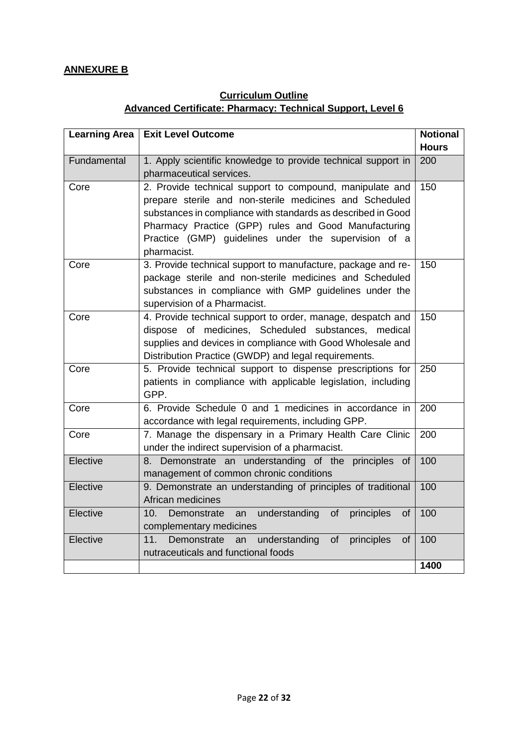**ANNEXURE B**

**Curriculum Outline**
**Advanced Certificate: Pharmacy: Technical Support, Level 6**

| Learning Area | Exit Level Outcome | Notional Hours |
|---|---|---|
| Fundamental | 1. Apply scientific knowledge to provide technical support in pharmaceutical services. | 200 |
| Core | 2. Provide technical support to compound, manipulate and prepare sterile and non-sterile medicines and Scheduled substances in compliance with standards as described in Good Pharmacy Practice (GPP) rules and Good Manufacturing Practice (GMP) guidelines under the supervision of a pharmacist. | 150 |
| Core | 3. Provide technical support to manufacture, package and re-package sterile and non-sterile medicines and Scheduled substances in compliance with GMP guidelines under the supervision of a Pharmacist. | 150 |
| Core | 4. Provide technical support to order, manage, despatch and dispose of medicines, Scheduled substances, medical supplies and devices in compliance with Good Wholesale and Distribution Practice (GWDP) and legal requirements. | 150 |
| Core | 5. Provide technical support to dispense prescriptions for patients in compliance with applicable legislation, including GPP. | 250 |
| Core | 6. Provide Schedule 0 and 1 medicines in accordance in accordance with legal requirements, including GPP. | 200 |
| Core | 7. Manage the dispensary in a Primary Health Care Clinic under the indirect supervision of a pharmacist. | 200 |
| Elective | 8. Demonstrate an understanding of the principles of management of common chronic conditions | 100 |
| Elective | 9. Demonstrate an understanding of principles of traditional African medicines | 100 |
| Elective | 10. Demonstrate an understanding of principles of complementary medicines | 100 |
| Elective | 11. Demonstrate an understanding of principles of nutraceuticals and functional foods | 100 |
| | | **1400** |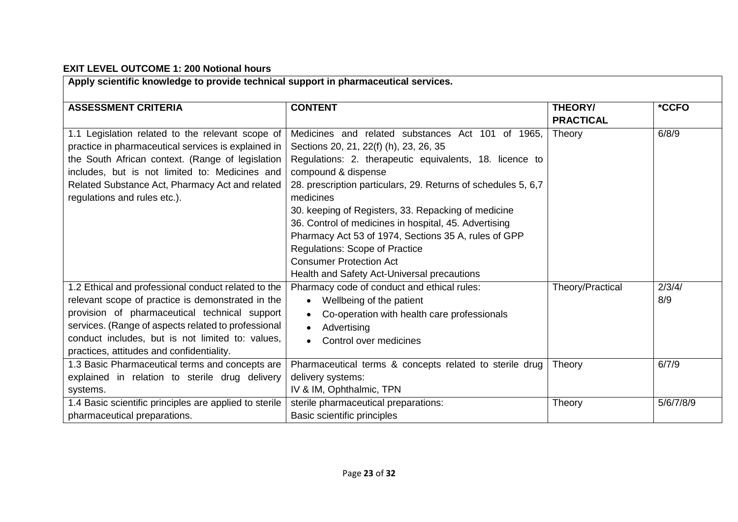**EXIT LEVEL OUTCOME 1: 200 Notional hours**

| **Apply scientific knowledge to provide technical support in pharmaceutical services.** | | | |
|---|---|---|---|
| **ASSESSMENT CRITERIA** | **CONTENT** | **THEORY/ PRACTICAL** | ***CCFO** |
| 1.1 Legislation related to the relevant scope of practice in pharmaceutical services is explained in the South African context. (Range of legislation includes, but is not limited to: Medicines and Related Substance Act, Pharmacy Act and related regulations and rules etc.). | Medicines and related substances Act 101 of 1965, Sections 20, 21, 22(f) (h), 23, 26, 35<br>Regulations: 2. therapeutic equivalents, 18. licence to compound & dispense<br>28. prescription particulars, 29. Returns of schedules 5, 6,7 medicines<br>30. keeping of Registers, 33. Repacking of medicine<br>36. Control of medicines in hospital, 45. Advertising<br>Pharmacy Act 53 of 1974, Sections 35 A, rules of GPP<br>Regulations: Scope of Practice<br>Consumer Protection Act<br>Health and Safety Act-Universal precautions | Theory | 6/8/9 |
| 1.2 Ethical and professional conduct related to the relevant scope of practice is demonstrated in the provision of pharmaceutical technical support services. (Range of aspects related to professional conduct includes, but is not limited to: values, practices, attitudes and confidentiality. | Pharmacy code of conduct and ethical rules:<br>• Wellbeing of the patient<br>• Co-operation with health care professionals<br>• Advertising<br>• Control over medicines | Theory/Practical | 2/3/4/ 8/9 |
| 1.3 Basic Pharmaceutical terms and concepts are explained in relation to sterile drug delivery systems. | Pharmaceutical terms & concepts related to sterile drug delivery systems:<br>IV & IM, Ophthalmic, TPN | Theory | 6/7/9 |
| 1.4 Basic scientific principles are applied to sterile pharmaceutical preparations. | sterile pharmaceutical preparations:<br>Basic scientific principles | Theory | 5/6/7/8/9 |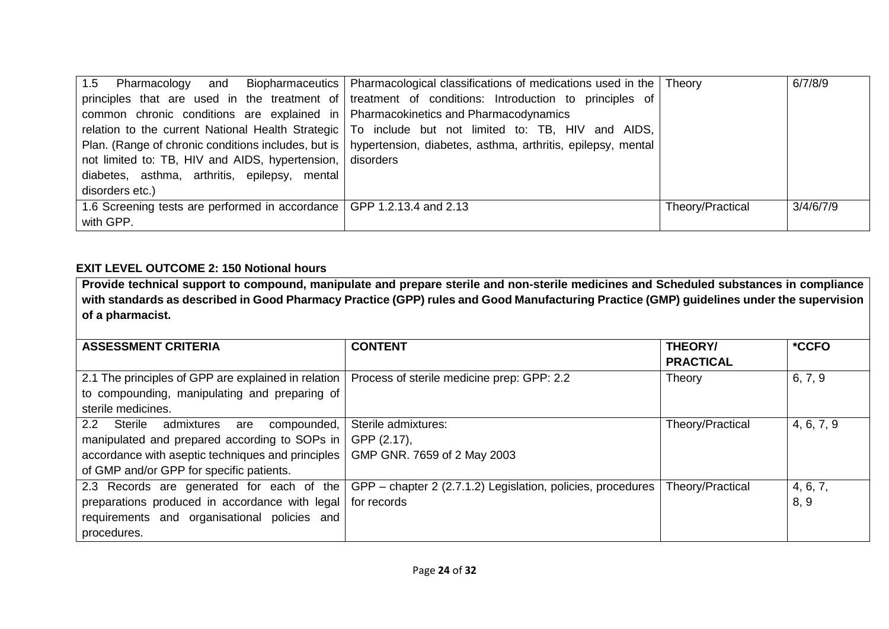| | | | |
|---|---|---|---|
| 1.5 Pharmacology and Biopharmaceutics principles that are used in the treatment of common chronic conditions are explained in relation to the current National Health Strategic Plan. (Range of chronic conditions includes, but is not limited to: TB, HIV and AIDS, hypertension, diabetes, asthma, arthritis, epilepsy, mental disorders etc.) | Pharmacological classifications of medications used in the treatment of conditions: Introduction to principles of Pharmacokinetics and Pharmacodynamics To include but not limited to: TB, HIV and AIDS, hypertension, diabetes, asthma, arthritis, epilepsy, mental disorders | Theory | 6/7/8/9 |
| 1.6 Screening tests are performed in accordance with GPP. | GPP 1.2.13.4 and 2.13 | Theory/Practical | 3/4/6/7/9 |

**EXIT LEVEL OUTCOME 2: 150 Notional hours**

**Provide technical support to compound, manipulate and prepare sterile and non-sterile medicines and Scheduled substances in compliance with standards as described in Good Pharmacy Practice (GPP) rules and Good Manufacturing Practice (GMP) guidelines under the supervision of a pharmacist.**

| ASSESSMENT CRITERIA | CONTENT | THEORY/ PRACTICAL | *CCFO |
|---|---|---|---|
| 2.1 The principles of GPP are explained in relation to compounding, manipulating and preparing of sterile medicines. | Process of sterile medicine prep: GPP: 2.2 | Theory | 6, 7, 9 |
| 2.2 Sterile admixtures are compounded, manipulated and prepared according to SOPs in accordance with aseptic techniques and principles of GMP and/or GPP for specific patients. | Sterile admixtures: GPP (2.17), GMP GNR. 7659 of 2 May 2003 | Theory/Practical | 4, 6, 7, 9 |
| 2.3 Records are generated for each of the preparations produced in accordance with legal requirements and organisational policies and procedures. | GPP – chapter 2 (2.7.1.2) Legislation, policies, procedures for records | Theory/Practical | 4, 6, 7, 8, 9 |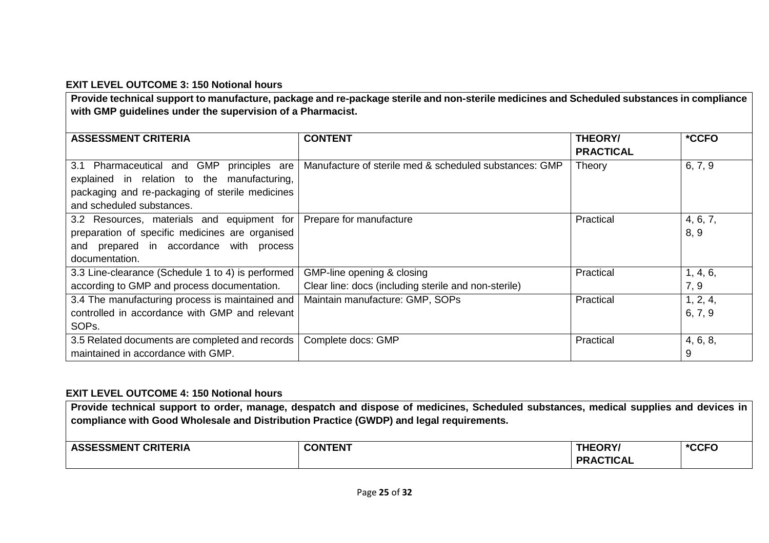**EXIT LEVEL OUTCOME 3: 150 Notional hours**

**Provide technical support to manufacture, package and re-package sterile and non-sterile medicines and Scheduled substances in compliance with GMP guidelines under the supervision of a Pharmacist.**

| ASSESSMENT CRITERIA | CONTENT | THEORY/ PRACTICAL | *CCFO |
|---|---|---|---|
| 3.1 Pharmaceutical and GMP principles are explained in relation to the manufacturing, packaging and re-packaging of sterile medicines and scheduled substances. | Manufacture of sterile med & scheduled substances: GMP | Theory | 6, 7, 9 |
| 3.2 Resources, materials and equipment for preparation of specific medicines are organised and prepared in accordance with process documentation. | Prepare for manufacture | Practical | 4, 6, 7, 8, 9 |
| 3.3 Line-clearance (Schedule 1 to 4) is performed according to GMP and process documentation. | GMP-line opening & closing<br>Clear line: docs (including sterile and non-sterile) | Practical | 1, 4, 6, 7, 9 |
| 3.4 The manufacturing process is maintained and controlled in accordance with GMP and relevant SOPs. | Maintain manufacture: GMP, SOPs | Practical | 1, 2, 4, 6, 7, 9 |
| 3.5 Related documents are completed and records maintained in accordance with GMP. | Complete docs: GMP | Practical | 4, 6, 8, 9 |

**EXIT LEVEL OUTCOME 4: 150 Notional hours**

**Provide technical support to order, manage, despatch and dispose of medicines, Scheduled substances, medical supplies and devices in compliance with Good Wholesale and Distribution Practice (GWDP) and legal requirements.**

| ASSESSMENT CRITERIA | CONTENT | THEORY/ PRACTICAL | *CCFO |
|---|---|---|---|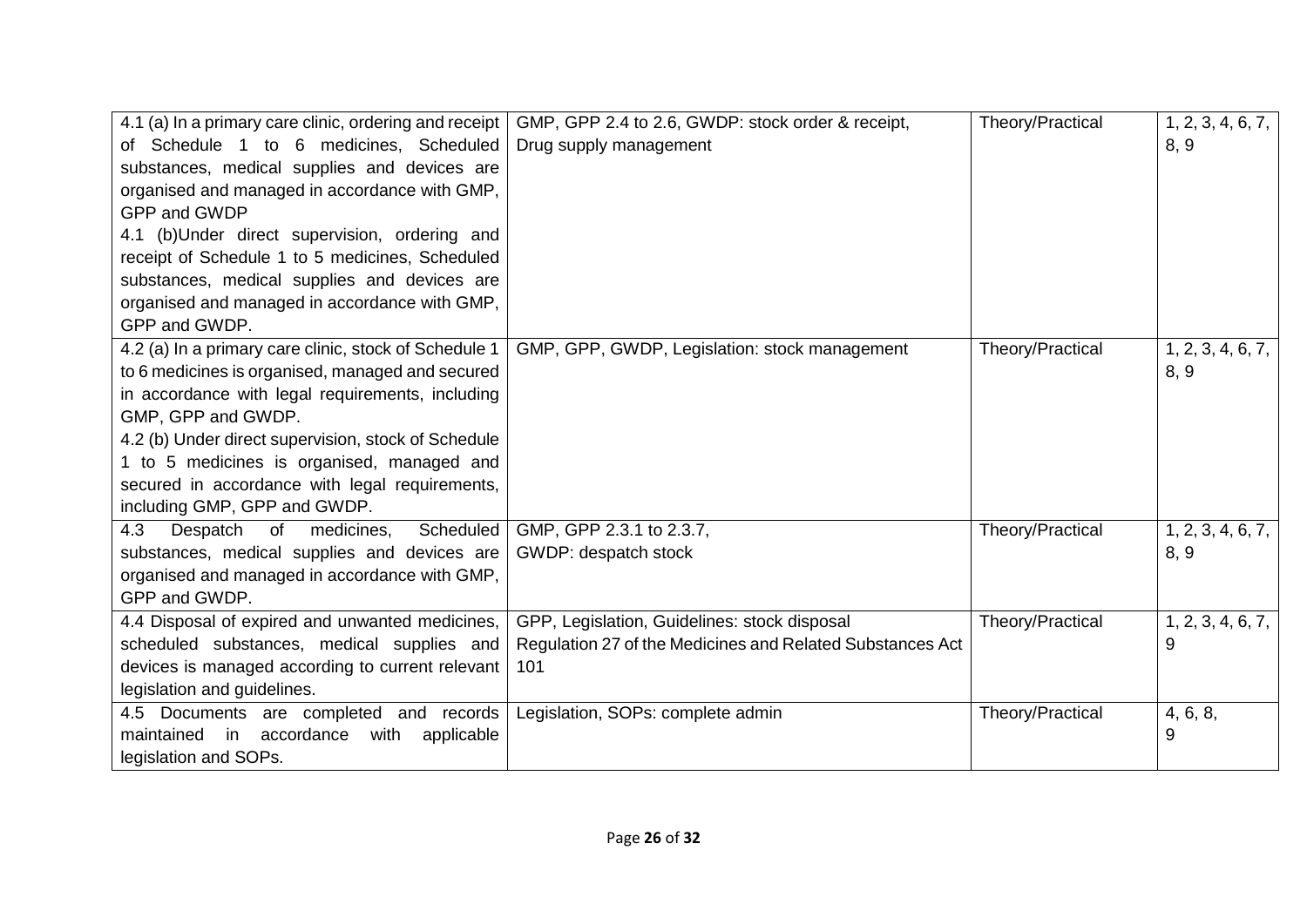| | | | |
|---|---|---|---|
| 4.1 (a) In a primary care clinic, ordering and receipt of Schedule 1 to 6 medicines, Scheduled substances, medical supplies and devices are organised and managed in accordance with GMP, GPP and GWDP<br>4.1 (b)Under direct supervision, ordering and receipt of Schedule 1 to 5 medicines, Scheduled substances, medical supplies and devices are organised and managed in accordance with GMP, GPP and GWDP. | GMP, GPP 2.4 to 2.6, GWDP: stock order & receipt, Drug supply management | Theory/Practical | 1, 2, 3, 4, 6, 7, 8, 9 |
| 4.2 (a) In a primary care clinic, stock of Schedule 1 to 6 medicines is organised, managed and secured in accordance with legal requirements, including GMP, GPP and GWDP.<br>4.2 (b) Under direct supervision, stock of Schedule 1 to 5 medicines is organised, managed and secured in accordance with legal requirements, including GMP, GPP and GWDP. | GMP, GPP, GWDP, Legislation: stock management | Theory/Practical | 1, 2, 3, 4, 6, 7, 8, 9 |
| 4.3 Despatch of medicines, Scheduled substances, medical supplies and devices are organised and managed in accordance with GMP, GPP and GWDP. | GMP, GPP 2.3.1 to 2.3.7,<br>GWDP: despatch stock | Theory/Practical | 1, 2, 3, 4, 6, 7, 8, 9 |
| 4.4 Disposal of expired and unwanted medicines, scheduled substances, medical supplies and devices is managed according to current relevant legislation and guidelines. | GPP, Legislation, Guidelines: stock disposal<br>Regulation 27 of the Medicines and Related Substances Act 101 | Theory/Practical | 1, 2, 3, 4, 6, 7, 9 |
| 4.5 Documents are completed and records maintained in accordance with applicable legislation and SOPs. | Legislation, SOPs: complete admin | Theory/Practical | 4, 6, 8, 9 |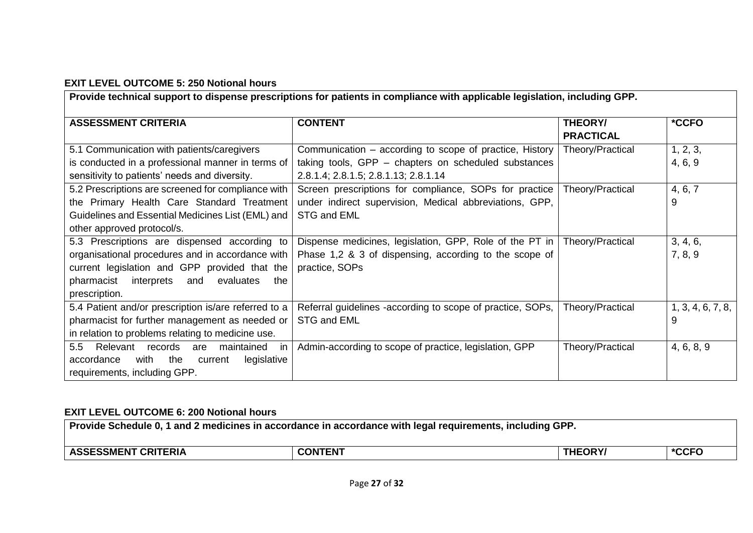**EXIT LEVEL OUTCOME 5: 250 Notional hours**

| **Provide technical support to dispense prescriptions for patients in compliance with applicable legislation, including GPP.** | | | |
|---|---|---|---|
| **ASSESSMENT CRITERIA** | **CONTENT** | **THEORY/ PRACTICAL** | ***CCFO** |
| 5.1 Communication with patients/caregivers is conducted in a professional manner in terms of sensitivity to patients' needs and diversity. | Communication – according to scope of practice, History taking tools, GPP – chapters on scheduled substances 2.8.1.4; 2.8.1.5; 2.8.1.13; 2.8.1.14 | Theory/Practical | 1, 2, 3, 4, 6, 9 |
| 5.2 Prescriptions are screened for compliance with the Primary Health Care Standard Treatment Guidelines and Essential Medicines List (EML) and other approved protocol/s. | Screen prescriptions for compliance, SOPs for practice under indirect supervision, Medical abbreviations, GPP, STG and EML | Theory/Practical | 4, 6, 7 9 |
| 5.3 Prescriptions are dispensed according to organisational procedures and in accordance with current legislation and GPP provided that the pharmacist interprets and evaluates the prescription. | Dispense medicines, legislation, GPP, Role of the PT in Phase 1,2 & 3 of dispensing, according to the scope of practice, SOPs | Theory/Practical | 3, 4, 6, 7, 8, 9 |
| 5.4 Patient and/or prescription is/are referred to a pharmacist for further management as needed or in relation to problems relating to medicine use. | Referral guidelines -according to scope of practice, SOPs, STG and EML | Theory/Practical | 1, 3, 4, 6, 7, 8, 9 |
| 5.5 Relevant records are maintained in accordance with the current legislative requirements, including GPP. | Admin-according to scope of practice, legislation, GPP | Theory/Practical | 4, 6, 8, 9 |

**EXIT LEVEL OUTCOME 6: 200 Notional hours**

| **Provide Schedule 0, 1 and 2 medicines in accordance in accordance with legal requirements, including GPP.** | | | |
|---|---|---|---|
| **ASSESSMENT CRITERIA** | **CONTENT** | **THEORY/** | ***CCFO** |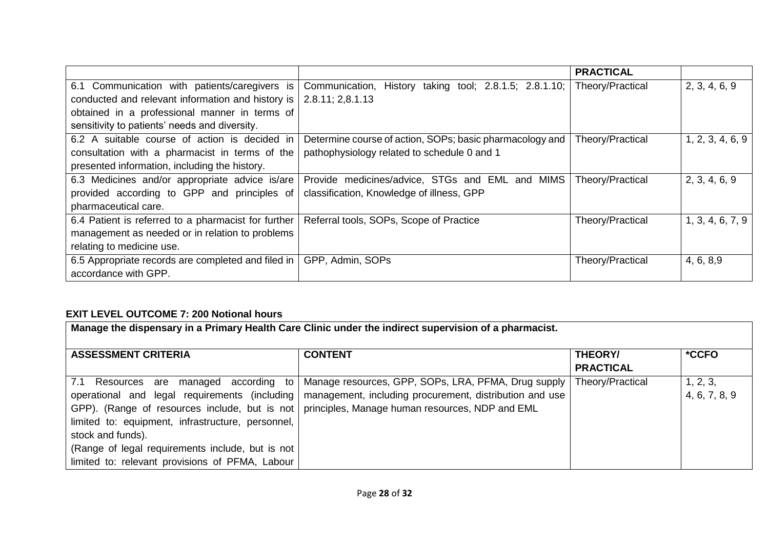| | | PRACTICAL | |
|---|---|---|---|
| 6.1 Communication with patients/caregivers is conducted and relevant information and history is obtained in a professional manner in terms of sensitivity to patients' needs and diversity. | Communication, History taking tool; 2.8.1.5; 2.8.1.10; 2.8.11; 2,8.1.13 | Theory/Practical | 2, 3, 4, 6, 9 |
| 6.2 A suitable course of action is decided in consultation with a pharmacist in terms of the presented information, including the history. | Determine course of action, SOPs; basic pharmacology and pathophysiology related to schedule 0 and 1 | Theory/Practical | 1, 2, 3, 4, 6, 9 |
| 6.3 Medicines and/or appropriate advice is/are provided according to GPP and principles of pharmaceutical care. | Provide medicines/advice, STGs and EML and MIMS classification, Knowledge of illness, GPP | Theory/Practical | 2, 3, 4, 6, 9 |
| 6.4 Patient is referred to a pharmacist for further management as needed or in relation to problems relating to medicine use. | Referral tools, SOPs, Scope of Practice | Theory/Practical | 1, 3, 4, 6, 7, 9 |
| 6.5 Appropriate records are completed and filed in accordance with GPP. | GPP, Admin, SOPs | Theory/Practical | 4, 6, 8,9 |

**EXIT LEVEL OUTCOME 7: 200 Notional hours**

| Manage the dispensary in a Primary Health Care Clinic under the indirect supervision of a pharmacist. | | | |
|---|---|---|---|
| **ASSESSMENT CRITERIA** | **CONTENT** | **THEORY/ PRACTICAL** | ***CCFO** |
| 7.1 Resources are managed according to operational and legal requirements (including GPP). (Range of resources include, but is not limited to: equipment, infrastructure, personnel, stock and funds). (Range of legal requirements include, but is not limited to: relevant provisions of PFMA, Labour | Manage resources, GPP, SOPs, LRA, PFMA, Drug supply management, including procurement, distribution and use principles, Manage human resources, NDP and EML | Theory/Practical | 1, 2, 3, 4, 6, 7, 8, 9 |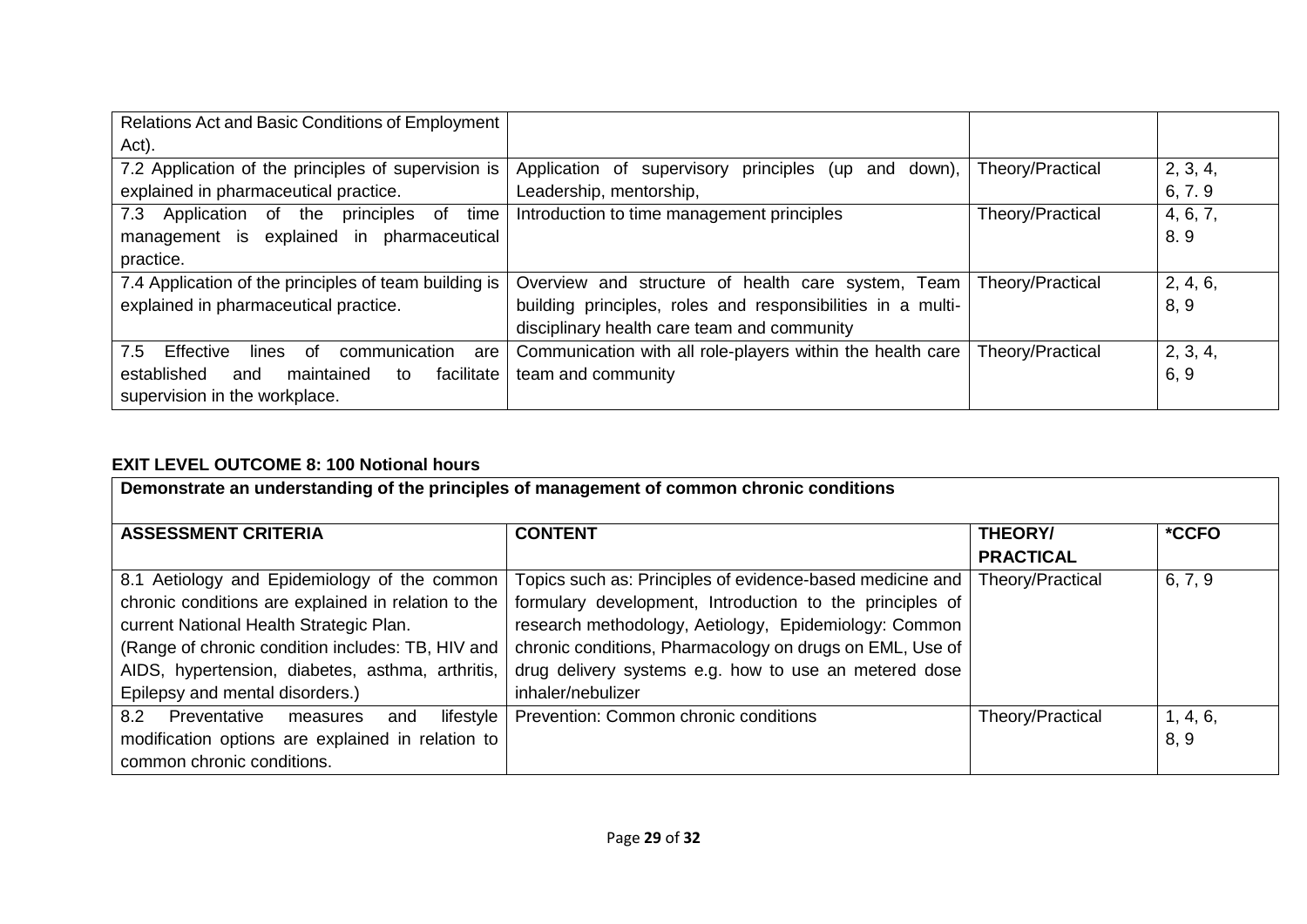| | | | |
|---|---|---|---|
| Relations Act and Basic Conditions of Employment Act). | | | |
| 7.2 Application of the principles of supervision is explained in pharmaceutical practice. | Application of supervisory principles (up and down), Leadership, mentorship, | Theory/Practical | 2, 3, 4, 6, 7. 9 |
| 7.3 Application of the principles of time management is explained in pharmaceutical practice. | Introduction to time management principles | Theory/Practical | 4, 6, 7, 8. 9 |
| 7.4 Application of the principles of team building is explained in pharmaceutical practice. | Overview and structure of health care system, Team building principles, roles and responsibilities in a multi-disciplinary health care team and community | Theory/Practical | 2, 4, 6, 8, 9 |
| 7.5 Effective lines of communication are established and maintained to facilitate supervision in the workplace. | Communication with all role-players within the health care team and community | Theory/Practical | 2, 3, 4, 6, 9 |

**EXIT LEVEL OUTCOME 8: 100 Notional hours**

| **Demonstrate an understanding of the principles of management of common chronic conditions** | | | |
|---|---|---|---|
| **ASSESSMENT CRITERIA** | **CONTENT** | **THEORY/ PRACTICAL** | ***CCFO** |
| 8.1 Aetiology and Epidemiology of the common chronic conditions are explained in relation to the current National Health Strategic Plan. (Range of chronic condition includes: TB, HIV and AIDS, hypertension, diabetes, asthma, arthritis, Epilepsy and mental disorders.) | Topics such as: Principles of evidence-based medicine and formulary development, Introduction to the principles of research methodology, Aetiology, Epidemiology: Common chronic conditions, Pharmacology on drugs on EML, Use of drug delivery systems e.g. how to use an metered dose inhaler/nebulizer | Theory/Practical | 6, 7, 9 |
| 8.2 Preventative measures and lifestyle modification options are explained in relation to common chronic conditions. | Prevention: Common chronic conditions | Theory/Practical | 1, 4, 6, 8, 9 |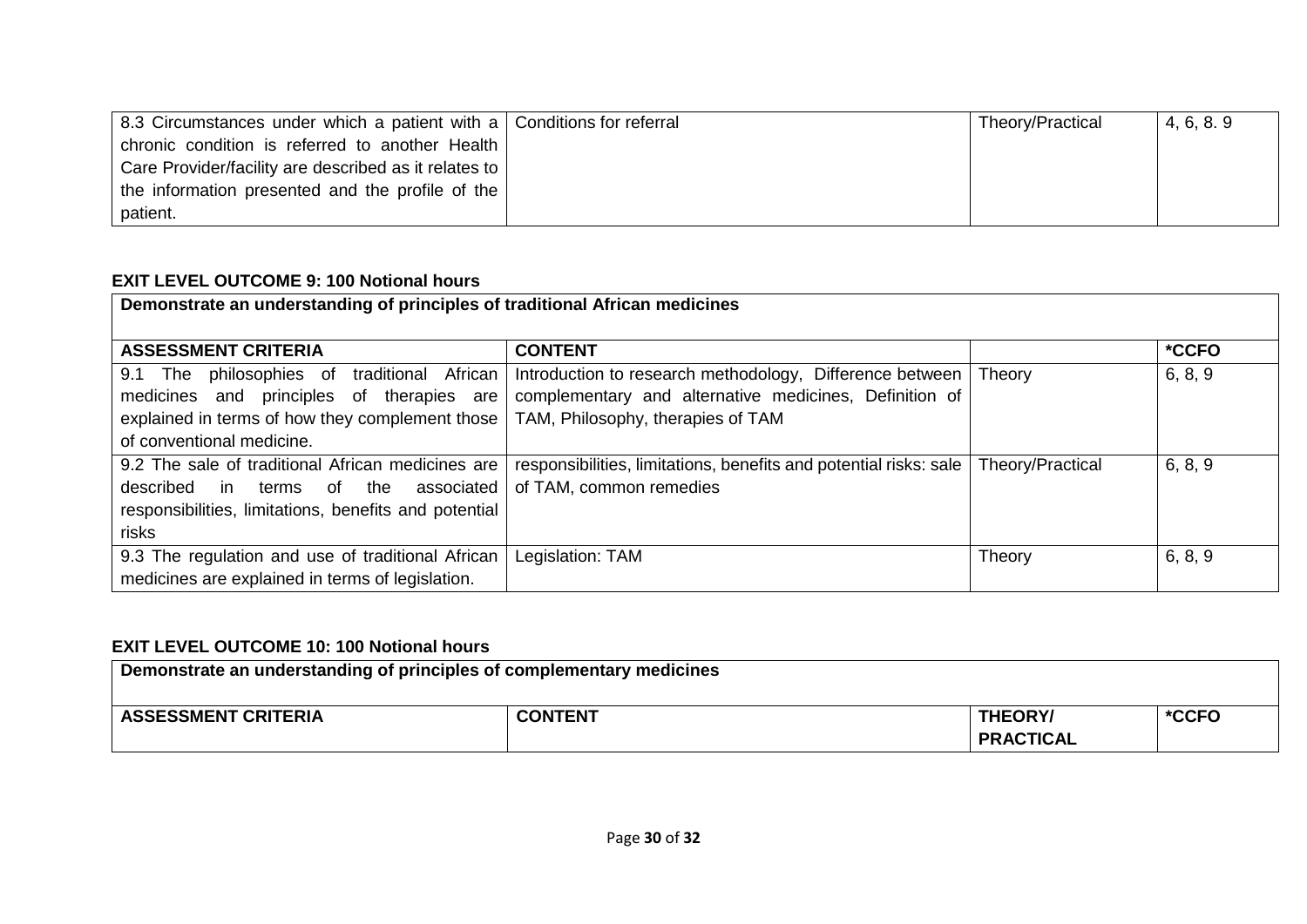| | | | |
|---|---|---|---|
| 8.3 Circumstances under which a patient with a chronic condition is referred to another Health Care Provider/facility are described as it relates to the information presented and the profile of the patient. | Conditions for referral | Theory/Practical | 4, 6, 8. 9 |

**EXIT LEVEL OUTCOME 9: 100 Notional hours**

| **Demonstrate an understanding of principles of traditional African medicines** | | | |
|---|---|---|---|
| **ASSESSMENT CRITERIA** | **CONTENT** | | ***CCFO** |
| 9.1 The philosophies of traditional African medicines and principles of therapies are explained in terms of how they complement those of conventional medicine. | Introduction to research methodology, Difference between complementary and alternative medicines, Definition of TAM, Philosophy, therapies of TAM | Theory | 6, 8, 9 |
| 9.2 The sale of traditional African medicines are described in terms of the associated responsibilities, limitations, benefits and potential risks | responsibilities, limitations, benefits and potential risks: sale of TAM, common remedies | Theory/Practical | 6, 8, 9 |
| 9.3 The regulation and use of traditional African medicines are explained in terms of legislation. | Legislation: TAM | Theory | 6, 8, 9 |

**EXIT LEVEL OUTCOME 10: 100 Notional hours**

| **Demonstrate an understanding of principles of complementary medicines** | | | |
|---|---|---|---|
| **ASSESSMENT CRITERIA** | **CONTENT** | **THEORY/ PRACTICAL** | ***CCFO** |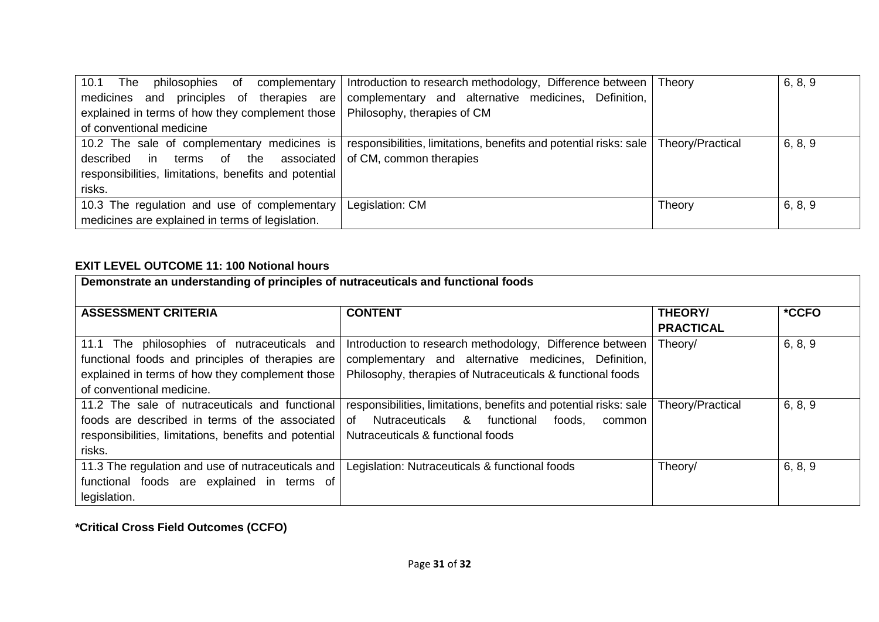| | | | |
|---|---|---|---|
| 10.1 The philosophies of complementary medicines and principles of therapies are explained in terms of how they complement those of conventional medicine | Introduction to research methodology, Difference between complementary and alternative medicines, Definition, Philosophy, therapies of CM | Theory | 6, 8, 9 |
| 10.2 The sale of complementary medicines is described in terms of the associated responsibilities, limitations, benefits and potential risks. | responsibilities, limitations, benefits and potential risks: sale of CM, common therapies | Theory/Practical | 6, 8, 9 |
| 10.3 The regulation and use of complementary medicines are explained in terms of legislation. | Legislation: CM | Theory | 6, 8, 9 |

**EXIT LEVEL OUTCOME 11: 100 Notional hours**

| **Demonstrate an understanding of principles of nutraceuticals and functional foods** | | | |
|---|---|---|---|
| **ASSESSMENT CRITERIA** | **CONTENT** | **THEORY/ PRACTICAL** | ***CCFO** |
| 11.1 The philosophies of nutraceuticals and functional foods and principles of therapies are explained in terms of how they complement those of conventional medicine. | Introduction to research methodology, Difference between complementary and alternative medicines, Definition, Philosophy, therapies of Nutraceuticals & functional foods | Theory/ | 6, 8, 9 |
| 11.2 The sale of nutraceuticals and functional foods are described in terms of the associated responsibilities, limitations, benefits and potential risks. | responsibilities, limitations, benefits and potential risks: sale of Nutraceuticals & functional foods, common Nutraceuticals & functional foods | Theory/Practical | 6, 8, 9 |
| 11.3 The regulation and use of nutraceuticals and functional foods are explained in terms of legislation. | Legislation: Nutraceuticals & functional foods | Theory/ | 6, 8, 9 |

***Critical Cross Field Outcomes (CCFO)**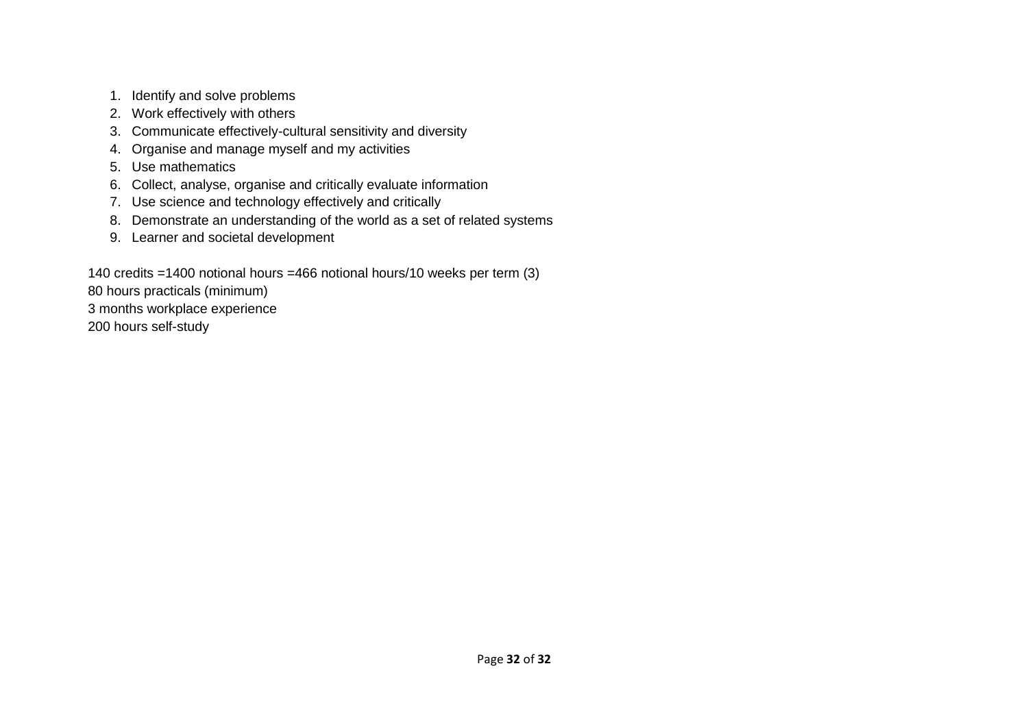1. Identify and solve problems
2. Work effectively with others
3. Communicate effectively-cultural sensitivity and diversity
4. Organise and manage myself and my activities
5. Use mathematics
6. Collect, analyse, organise and critically evaluate information
7. Use science and technology effectively and critically
8. Demonstrate an understanding of the world as a set of related systems
9. Learner and societal development

140 credits =1400 notional hours =466 notional hours/10 weeks per term (3)
80 hours practicals (minimum)
3 months workplace experience
200 hours self-study